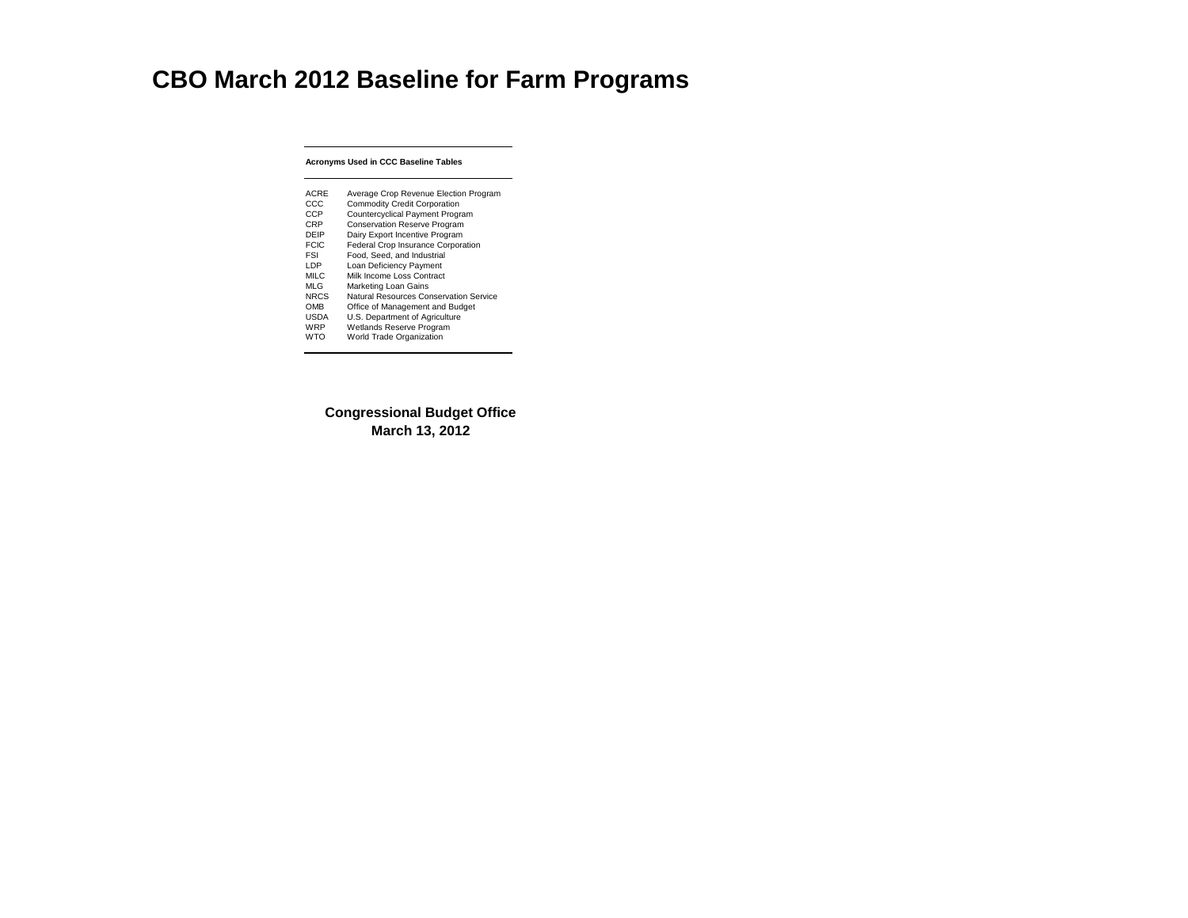# CBO March 2012 Baseline for Farm Programs

**Acronyms Used in CCC Baseline Tables**

| | |
|---|---|
| ACRE | Average Crop Revenue Election Program |
| CCC | Commodity Credit Corporation |
| CCP | Countercyclical Payment Program |
| CRP | Conservation Reserve Program |
| DEIP | Dairy Export Incentive Program |
| FCIC | Federal Crop Insurance Corporation |
| FSI | Food, Seed, and Industrial |
| LDP | Loan Deficiency Payment |
| MILC | Milk Income Loss Contract |
| MLG | Marketing Loan Gains |
| NRCS | Natural Resources Conservation Service |
| OMB | Office of Management and Budget |
| USDA | U.S. Department of Agriculture |
| WRP | Wetlands Reserve Program |
| WTO | World Trade Organization |

**Congressional Budget Office**
**March 13, 2012**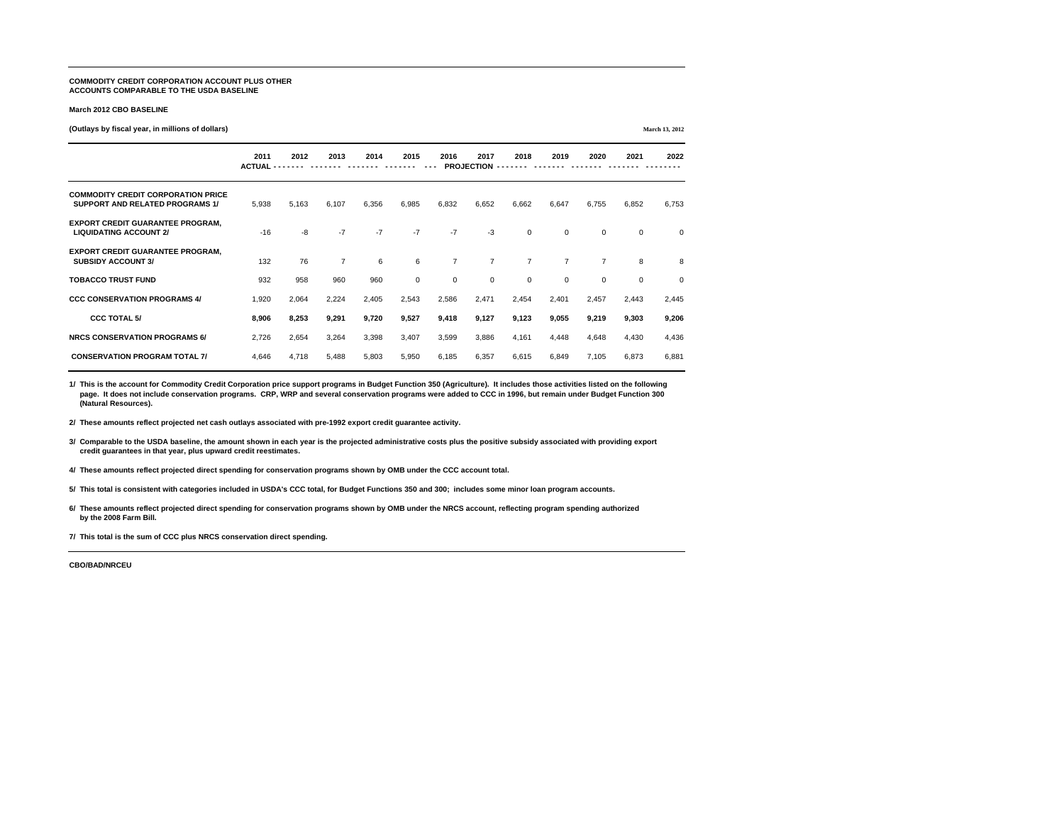**COMMODITY CREDIT CORPORATION ACCOUNT PLUS OTHER ACCOUNTS COMPARABLE TO THE USDA BASELINE**

**March 2012 CBO BASELINE**

**(Outlays by fiscal year, in millions of dollars)**

March 13, 2012

| | 2011 ACTUAL | 2012 | 2013 | 2014 | 2015 | 2016 | 2017 PROJECTION | 2018 | 2019 | 2020 | 2021 | 2022 |
|---|---|---|---|---|---|---|---|---|---|---|---|---|
| **COMMODITY CREDIT CORPORATION PRICE SUPPORT AND RELATED PROGRAMS 1/** | 5,938 | 5,163 | 6,107 | 6,356 | 6,985 | 6,832 | 6,652 | 6,662 | 6,647 | 6,755 | 6,852 | 6,753 |
| **EXPORT CREDIT GUARANTEE PROGRAM, LIQUIDATING ACCOUNT 2/** | -16 | -8 | -7 | -7 | -7 | -7 | -3 | 0 | 0 | 0 | 0 | 0 |
| **EXPORT CREDIT GUARANTEE PROGRAM, SUBSIDY ACCOUNT 3/** | 132 | 76 | 7 | 6 | 6 | 7 | 7 | 7 | 7 | 7 | 8 | 8 |
| **TOBACCO TRUST FUND** | 932 | 958 | 960 | 960 | 0 | 0 | 0 | 0 | 0 | 0 | 0 | 0 |
| **CCC CONSERVATION PROGRAMS 4/** | 1,920 | 2,064 | 2,224 | 2,405 | 2,543 | 2,586 | 2,471 | 2,454 | 2,401 | 2,457 | 2,443 | 2,445 |
| **CCC TOTAL 5/** | **8,906** | **8,253** | **9,291** | **9,720** | **9,527** | **9,418** | **9,127** | **9,123** | **9,055** | **9,219** | **9,303** | **9,206** |
| **NRCS CONSERVATION PROGRAMS 6/** | 2,726 | 2,654 | 3,264 | 3,398 | 3,407 | 3,599 | 3,886 | 4,161 | 4,448 | 4,648 | 4,430 | 4,436 |
| **CONSERVATION PROGRAM TOTAL 7/** | 4,646 | 4,718 | 5,488 | 5,803 | 5,950 | 6,185 | 6,357 | 6,615 | 6,849 | 7,105 | 6,873 | 6,881 |

1/ This is the account for Commodity Credit Corporation price support programs in Budget Function 350 (Agriculture). It includes those activities listed on the following page. It does not include conservation programs. CRP, WRP and several conservation programs were added to CCC in 1996, but remain under Budget Function 300 (Natural Resources).

2/ These amounts reflect projected net cash outlays associated with pre-1992 export credit guarantee activity.

3/ Comparable to the USDA baseline, the amount shown in each year is the projected administrative costs plus the positive subsidy associated with providing export credit guarantees in that year, plus upward credit reestimates.

4/ These amounts reflect projected direct spending for conservation programs shown by OMB under the CCC account total.

5/ This total is consistent with categories included in USDA's CCC total, for Budget Functions 350 and 300; includes some minor loan program accounts.

6/ These amounts reflect projected direct spending for conservation programs shown by OMB under the NRCS account, reflecting program spending authorized by the 2008 Farm Bill.

7/ This total is the sum of CCC plus NRCS conservation direct spending.

CBO/BAD/NRCEU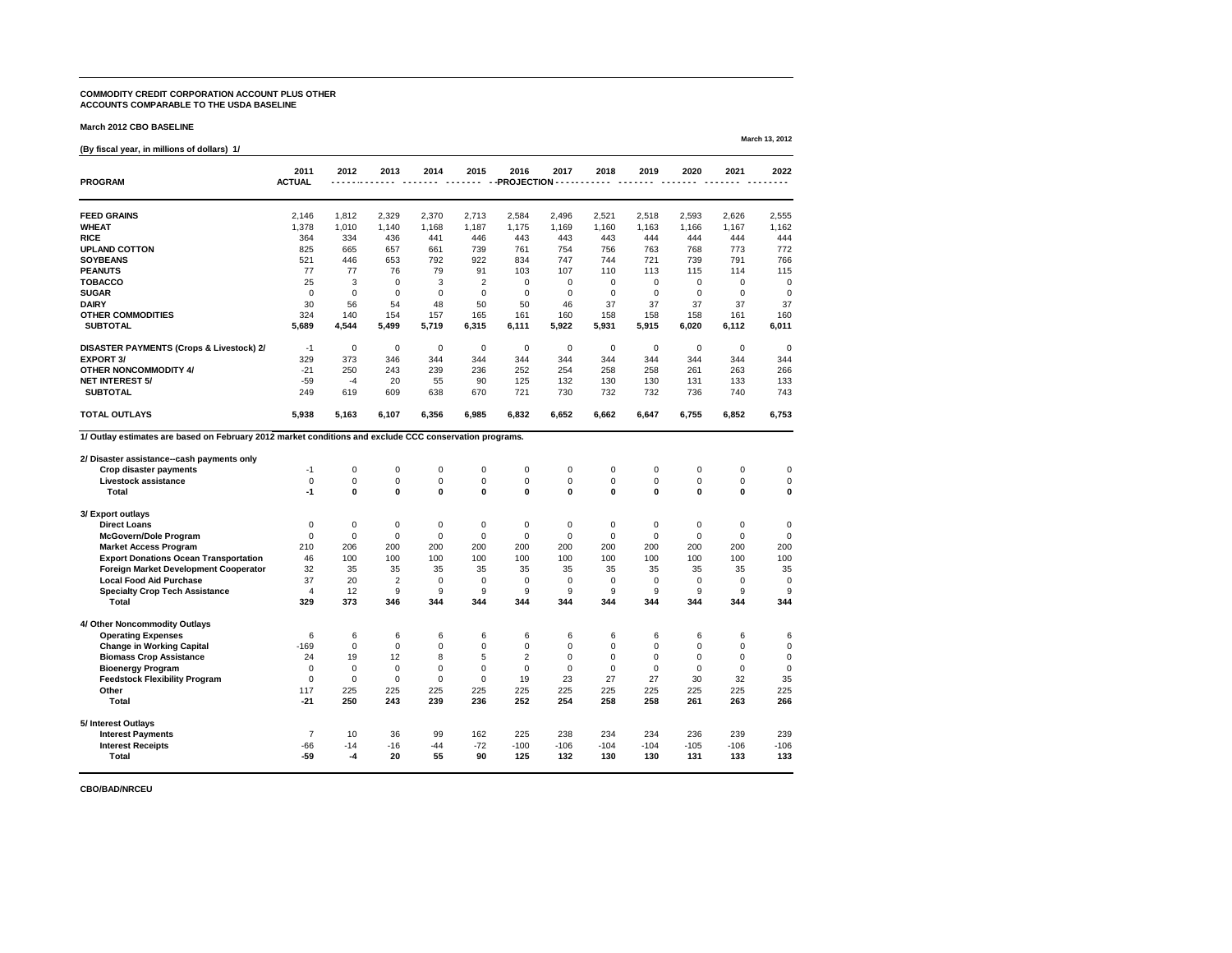**COMMODITY CREDIT CORPORATION ACCOUNT PLUS OTHER ACCOUNTS COMPARABLE TO THE USDA BASELINE**

**March 2012 CBO BASELINE**

**March 13, 2012**

**(By fiscal year, in millions of dollars) 1/**

| PROGRAM | 2011 ACTUAL | 2012 | 2013 | 2014 | 2015 | 2016 | 2017 | 2018 | 2019 | 2020 | 2021 | 2022 |
|---|---|---|---|---|---|---|---|---|---|---|---|---|
| | | PROJECTION | | | | | | | | | | |
| **FEED GRAINS** | 2,146 | 1,812 | 2,329 | 2,370 | 2,713 | 2,584 | 2,496 | 2,521 | 2,518 | 2,593 | 2,626 | 2,555 |
| **WHEAT** | 1,378 | 1,010 | 1,140 | 1,168 | 1,187 | 1,175 | 1,169 | 1,160 | 1,163 | 1,166 | 1,167 | 1,162 |
| **RICE** | 364 | 334 | 436 | 441 | 446 | 443 | 443 | 443 | 444 | 444 | 444 | 444 |
| **UPLAND COTTON** | 825 | 665 | 657 | 661 | 739 | 761 | 754 | 756 | 763 | 768 | 773 | 772 |
| **SOYBEANS** | 521 | 446 | 653 | 792 | 922 | 834 | 747 | 744 | 721 | 739 | 791 | 766 |
| **PEANUTS** | 77 | 77 | 76 | 79 | 91 | 103 | 107 | 110 | 113 | 115 | 114 | 115 |
| **TOBACCO** | 25 | 3 | 0 | 3 | 2 | 0 | 0 | 0 | 0 | 0 | 0 | 0 |
| **SUGAR** | 0 | 0 | 0 | 0 | 0 | 0 | 0 | 0 | 0 | 0 | 0 | 0 |
| **DAIRY** | 30 | 56 | 54 | 48 | 50 | 50 | 46 | 37 | 37 | 37 | 37 | 37 |
| **OTHER COMMODITIES** | 324 | 140 | 154 | 157 | 165 | 161 | 160 | 158 | 158 | 158 | 161 | 160 |
| **SUBTOTAL** | **5,689** | **4,544** | **5,499** | **5,719** | **6,315** | **6,111** | **5,922** | **5,931** | **5,915** | **6,020** | **6,112** | **6,011** |
| **DISASTER PAYMENTS (Crops & Livestock) 2/** | -1 | 0 | 0 | 0 | 0 | 0 | 0 | 0 | 0 | 0 | 0 | 0 |
| **EXPORT 3/** | 329 | 373 | 346 | 344 | 344 | 344 | 344 | 344 | 344 | 344 | 344 | 344 |
| **OTHER NONCOMMODITY 4/** | -21 | 250 | 243 | 239 | 236 | 252 | 254 | 258 | 258 | 261 | 263 | 266 |
| **NET INTEREST 5/** | -59 | -4 | 20 | 55 | 90 | 125 | 132 | 130 | 130 | 131 | 133 | 133 |
| **SUBTOTAL** | 249 | 619 | 609 | 638 | 670 | 721 | 730 | 732 | 732 | 736 | 740 | 743 |
| **TOTAL OUTLAYS** | **5,938** | **5,163** | **6,107** | **6,356** | **6,985** | **6,832** | **6,652** | **6,662** | **6,647** | **6,755** | **6,852** | **6,753** |

**1/ Outlay estimates are based on February 2012 market conditions and exclude CCC conservation programs.**

| | 2011 | 2012 | 2013 | 2014 | 2015 | 2016 | 2017 | 2018 | 2019 | 2020 | 2021 | 2022 |
|---|---|---|---|---|---|---|---|---|---|---|---|---|
| **2/ Disaster assistance--cash payments only** | | | | | | | | | | | | |
| **Crop disaster payments** | -1 | 0 | 0 | 0 | 0 | 0 | 0 | 0 | 0 | 0 | 0 | 0 |
| **Livestock assistance** | 0 | 0 | 0 | 0 | 0 | 0 | 0 | 0 | 0 | 0 | 0 | 0 |
| **Total** | **-1** | **0** | **0** | **0** | **0** | **0** | **0** | **0** | **0** | **0** | **0** | **0** |
| **3/ Export outlays** | | | | | | | | | | | | |
| **Direct Loans** | 0 | 0 | 0 | 0 | 0 | 0 | 0 | 0 | 0 | 0 | 0 | 0 |
| **McGovern/Dole Program** | 0 | 0 | 0 | 0 | 0 | 0 | 0 | 0 | 0 | 0 | 0 | 0 |
| **Market Access Program** | 210 | 206 | 200 | 200 | 200 | 200 | 200 | 200 | 200 | 200 | 200 | 200 |
| **Export Donations Ocean Transportation** | 46 | 100 | 100 | 100 | 100 | 100 | 100 | 100 | 100 | 100 | 100 | 100 |
| **Foreign Market Development Cooperator** | 32 | 35 | 35 | 35 | 35 | 35 | 35 | 35 | 35 | 35 | 35 | 35 |
| **Local Food Aid Purchase** | 37 | 20 | 2 | 0 | 0 | 0 | 0 | 0 | 0 | 0 | 0 | 0 |
| **Specialty Crop Tech Assistance** | 4 | 12 | 9 | 9 | 9 | 9 | 9 | 9 | 9 | 9 | 9 | 9 |
| **Total** | **329** | **373** | **346** | **344** | **344** | **344** | **344** | **344** | **344** | **344** | **344** | **344** |
| **4/ Other Noncommodity Outlays** | | | | | | | | | | | | |
| **Operating Expenses** | 6 | 6 | 6 | 6 | 6 | 6 | 6 | 6 | 6 | 6 | 6 | 6 |
| **Change in Working Capital** | -169 | 0 | 0 | 0 | 0 | 0 | 0 | 0 | 0 | 0 | 0 | 0 |
| **Biomass Crop Assistance** | 24 | 19 | 12 | 8 | 5 | 2 | 0 | 0 | 0 | 0 | 0 | 0 |
| **Bioenergy Program** | 0 | 0 | 0 | 0 | 0 | 0 | 0 | 0 | 0 | 0 | 0 | 0 |
| **Feedstock Flexibility Program** | 0 | 0 | 0 | 0 | 0 | 19 | 23 | 27 | 27 | 30 | 32 | 35 |
| **Other** | 117 | 225 | 225 | 225 | 225 | 225 | 225 | 225 | 225 | 225 | 225 | 225 |
| **Total** | **-21** | **250** | **243** | **239** | **236** | **252** | **254** | **258** | **258** | **261** | **263** | **266** |
| **5/ Interest Outlays** | | | | | | | | | | | | |
| **Interest Payments** | 7 | 10 | 36 | 99 | 162 | 225 | 238 | 234 | 234 | 236 | 239 | 239 |
| **Interest Receipts** | -66 | -14 | -16 | -44 | -72 | -100 | -106 | -104 | -104 | -105 | -106 | -106 |
| **Total** | **-59** | **-4** | **20** | **55** | **90** | **125** | **132** | **130** | **130** | **131** | **133** | **133** |

**CBO/BAD/NRCEU**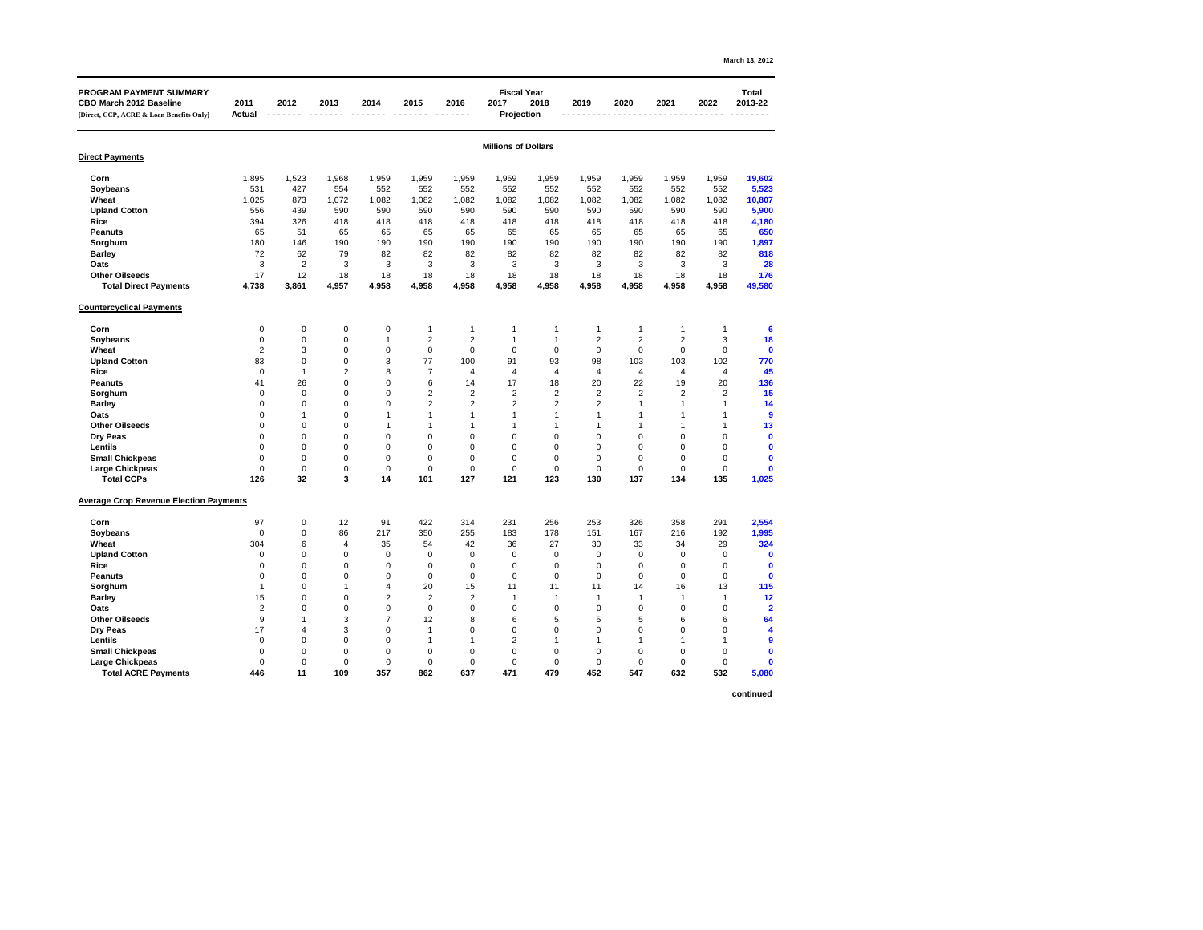March 13, 2012

| PROGRAM PAYMENT SUMMARY<br>CBO March 2012 Baseline<br>{Direct, CCP, ACRE & Loan Benefits Only} | 2011<br>Actual | 2012 | 2013 | 2014 | 2015 | 2016 | 2017 | 2018 | 2019 | 2020 | 2021 | 2022 | Total<br>2013-22 |
|---|---|---|---|---|---|---|---|---|---|---|---|---|---|
| | | Fiscal Year Projection | | | | | | | | | | | |
| | Millions of Dollars | | | | | | | | | | | | |
| **Direct Payments** | | | | | | | | | | | | | |
| **Corn** | 1,895 | 1,523 | 1,968 | 1,959 | 1,959 | 1,959 | 1,959 | 1,959 | 1,959 | 1,959 | 1,959 | 1,959 | **19,602** |
| **Soybeans** | 531 | 427 | 554 | 552 | 552 | 552 | 552 | 552 | 552 | 552 | 552 | 552 | **5,523** |
| **Wheat** | 1,025 | 873 | 1,072 | 1,082 | 1,082 | 1,082 | 1,082 | 1,082 | 1,082 | 1,082 | 1,082 | 1,082 | **10,807** |
| **Upland Cotton** | 556 | 439 | 590 | 590 | 590 | 590 | 590 | 590 | 590 | 590 | 590 | 590 | **5,900** |
| **Rice** | 394 | 326 | 418 | 418 | 418 | 418 | 418 | 418 | 418 | 418 | 418 | 418 | **4,180** |
| **Peanuts** | 65 | 51 | 65 | 65 | 65 | 65 | 65 | 65 | 65 | 65 | 65 | 65 | **650** |
| **Sorghum** | 180 | 146 | 190 | 190 | 190 | 190 | 190 | 190 | 190 | 190 | 190 | 190 | **1,897** |
| **Barley** | 72 | 62 | 79 | 82 | 82 | 82 | 82 | 82 | 82 | 82 | 82 | 82 | **818** |
| **Oats** | 3 | 2 | 3 | 3 | 3 | 3 | 3 | 3 | 3 | 3 | 3 | 3 | **28** |
| **Other Oilseeds** | 17 | 12 | 18 | 18 | 18 | 18 | 18 | 18 | 18 | 18 | 18 | 18 | **176** |
| **Total Direct Payments** | **4,738** | **3,861** | **4,957** | **4,958** | **4,958** | **4,958** | **4,958** | **4,958** | **4,958** | **4,958** | **4,958** | **4,958** | **49,580** |
| **Countercyclical Payments** | | | | | | | | | | | | | |
| **Corn** | 0 | 0 | 0 | 0 | 1 | 1 | 1 | 1 | 1 | 1 | 1 | 1 | **6** |
| **Soybeans** | 0 | 0 | 0 | 1 | 2 | 2 | 1 | 1 | 2 | 2 | 2 | 3 | **18** |
| **Wheat** | 2 | 3 | 0 | 0 | 0 | 0 | 0 | 0 | 0 | 0 | 0 | 0 | **0** |
| **Upland Cotton** | 83 | 0 | 0 | 3 | 77 | 100 | 91 | 93 | 98 | 103 | 103 | 102 | **770** |
| **Rice** | 0 | 1 | 2 | 8 | 7 | 4 | 4 | 4 | 4 | 4 | 4 | 4 | **45** |
| **Peanuts** | 41 | 26 | 0 | 0 | 6 | 14 | 17 | 18 | 20 | 22 | 19 | 20 | **136** |
| **Sorghum** | 0 | 0 | 0 | 0 | 2 | 2 | 2 | 2 | 2 | 2 | 2 | 2 | **15** |
| **Barley** | 0 | 0 | 0 | 0 | 2 | 2 | 2 | 2 | 2 | 1 | 1 | 1 | **14** |
| **Oats** | 0 | 1 | 0 | 1 | 1 | 1 | 1 | 1 | 1 | 1 | 1 | 1 | **9** |
| **Other Oilseeds** | 0 | 0 | 0 | 1 | 1 | 1 | 1 | 1 | 1 | 1 | 1 | 1 | **13** |
| **Dry Peas** | 0 | 0 | 0 | 0 | 0 | 0 | 0 | 0 | 0 | 0 | 0 | 0 | **0** |
| **Lentils** | 0 | 0 | 0 | 0 | 0 | 0 | 0 | 0 | 0 | 0 | 0 | 0 | **0** |
| **Small Chickpeas** | 0 | 0 | 0 | 0 | 0 | 0 | 0 | 0 | 0 | 0 | 0 | 0 | **0** |
| **Large Chickpeas** | 0 | 0 | 0 | 0 | 0 | 0 | 0 | 0 | 0 | 0 | 0 | 0 | **0** |
| **Total CCPs** | **126** | **32** | **3** | **14** | **101** | **127** | **121** | **123** | **130** | **137** | **134** | **135** | **1,025** |
| **Average Crop Revenue Election Payments** | | | | | | | | | | | | | |
| **Corn** | 97 | 0 | 12 | 91 | 422 | 314 | 231 | 256 | 253 | 326 | 358 | 291 | **2,554** |
| **Soybeans** | 0 | 0 | 86 | 217 | 350 | 255 | 183 | 178 | 151 | 167 | 216 | 192 | **1,995** |
| **Wheat** | 304 | 6 | 4 | 35 | 54 | 42 | 36 | 27 | 30 | 33 | 34 | 29 | **324** |
| **Upland Cotton** | 0 | 0 | 0 | 0 | 0 | 0 | 0 | 0 | 0 | 0 | 0 | 0 | **0** |
| **Rice** | 0 | 0 | 0 | 0 | 0 | 0 | 0 | 0 | 0 | 0 | 0 | 0 | **0** |
| **Peanuts** | 0 | 0 | 0 | 0 | 0 | 0 | 0 | 0 | 0 | 0 | 0 | 0 | **0** |
| **Sorghum** | 1 | 0 | 1 | 4 | 20 | 15 | 11 | 11 | 11 | 14 | 16 | 13 | **115** |
| **Barley** | 15 | 0 | 0 | 2 | 2 | 2 | 1 | 1 | 1 | 1 | 1 | 1 | **12** |
| **Oats** | 2 | 0 | 0 | 0 | 0 | 0 | 0 | 0 | 0 | 0 | 0 | 0 | **2** |
| **Other Oilseeds** | 9 | 1 | 3 | 7 | 12 | 8 | 6 | 5 | 5 | 5 | 6 | 6 | **64** |
| **Dry Peas** | 17 | 4 | 3 | 0 | 1 | 0 | 0 | 0 | 0 | 0 | 0 | 0 | **4** |
| **Lentils** | 0 | 0 | 0 | 0 | 1 | 1 | 2 | 1 | 1 | 1 | 1 | 1 | **9** |
| **Small Chickpeas** | 0 | 0 | 0 | 0 | 0 | 0 | 0 | 0 | 0 | 0 | 0 | 0 | **0** |
| **Large Chickpeas** | 0 | 0 | 0 | 0 | 0 | 0 | 0 | 0 | 0 | 0 | 0 | 0 | **0** |
| **Total ACRE Payments** | **446** | **11** | **109** | **357** | **862** | **637** | **471** | **479** | **452** | **547** | **632** | **532** | **5,080** |

**continued**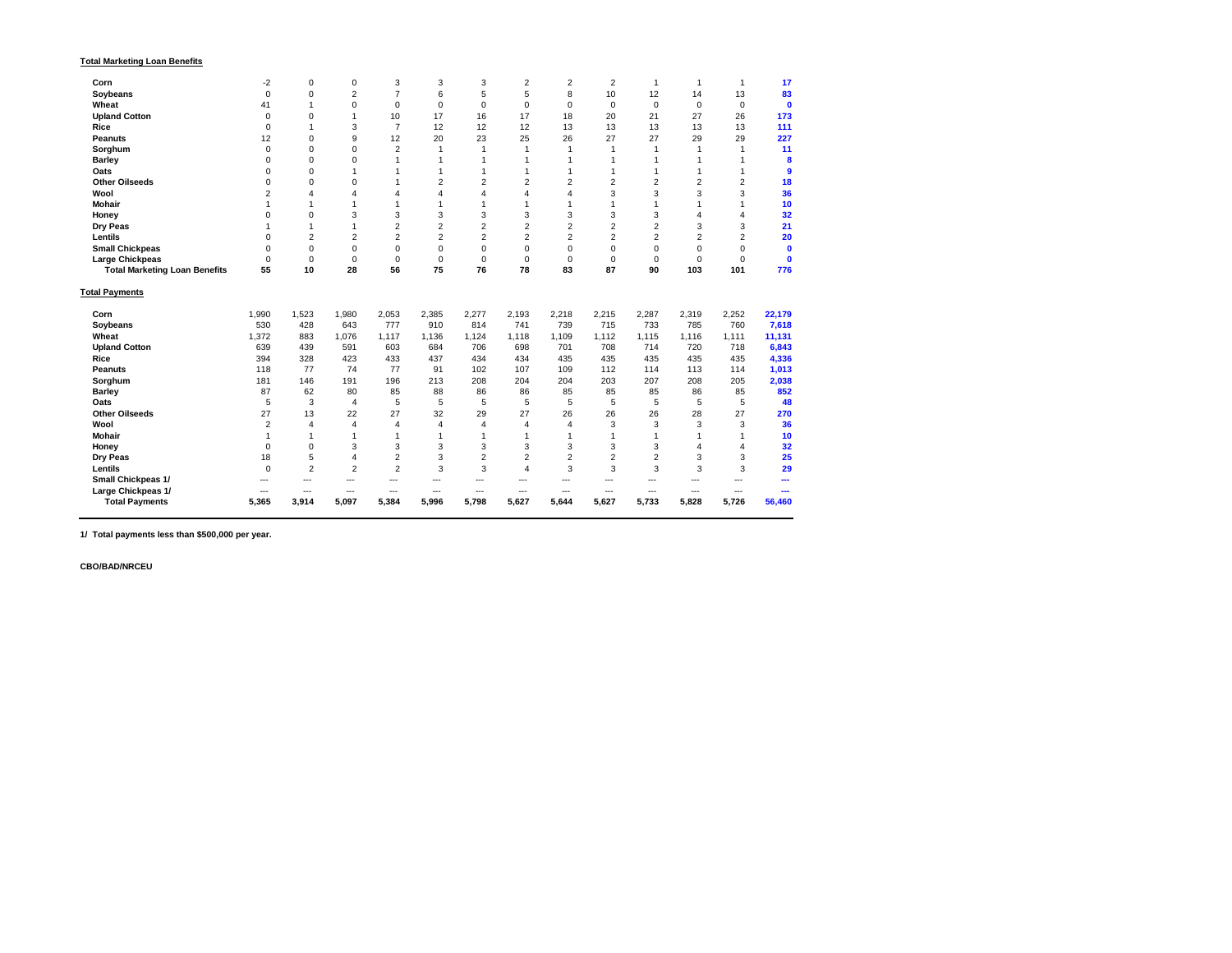**Total Marketing Loan Benefits**

| | | | | | | | | | | | | | |
|---|---|---|---|---|---|---|---|---|---|---|---|---|---|
| **Corn** | -2 | 0 | 0 | 3 | 3 | 3 | 2 | 2 | 2 | 1 | 1 | 1 | **17** |
| **Soybeans** | 0 | 0 | 2 | 7 | 6 | 5 | 5 | 8 | 10 | 12 | 14 | 13 | **83** |
| **Wheat** | 41 | 1 | 0 | 0 | 0 | 0 | 0 | 0 | 0 | 0 | 0 | 0 | **0** |
| **Upland Cotton** | 0 | 0 | 1 | 10 | 17 | 16 | 17 | 18 | 20 | 21 | 27 | 26 | **173** |
| **Rice** | 0 | 1 | 3 | 7 | 12 | 12 | 12 | 13 | 13 | 13 | 13 | 13 | **111** |
| **Peanuts** | 12 | 0 | 9 | 12 | 20 | 23 | 25 | 26 | 27 | 27 | 29 | 29 | **227** |
| **Sorghum** | 0 | 0 | 0 | 2 | 1 | 1 | 1 | 1 | 1 | 1 | 1 | 1 | **11** |
| **Barley** | 0 | 0 | 0 | 1 | 1 | 1 | 1 | 1 | 1 | 1 | 1 | 1 | **8** |
| **Oats** | 0 | 0 | 1 | 1 | 1 | 1 | 1 | 1 | 1 | 1 | 1 | 1 | **9** |
| **Other Oilseeds** | 0 | 0 | 0 | 1 | 2 | 2 | 2 | 2 | 2 | 2 | 2 | 2 | **18** |
| **Wool** | 2 | 4 | 4 | 4 | 4 | 4 | 4 | 4 | 3 | 3 | 3 | 3 | **36** |
| **Mohair** | 1 | 1 | 1 | 1 | 1 | 1 | 1 | 1 | 1 | 1 | 1 | 1 | **10** |
| **Honey** | 0 | 0 | 3 | 3 | 3 | 3 | 3 | 3 | 3 | 3 | 4 | 4 | **32** |
| **Dry Peas** | 1 | 1 | 1 | 2 | 2 | 2 | 2 | 2 | 2 | 2 | 3 | 3 | **21** |
| **Lentils** | 0 | 2 | 2 | 2 | 2 | 2 | 2 | 2 | 2 | 2 | 2 | 2 | **20** |
| **Small Chickpeas** | 0 | 0 | 0 | 0 | 0 | 0 | 0 | 0 | 0 | 0 | 0 | 0 | **0** |
| **Large Chickpeas** | 0 | 0 | 0 | 0 | 0 | 0 | 0 | 0 | 0 | 0 | 0 | 0 | **0** |
| **Total Marketing Loan Benefits** | **55** | **10** | **28** | **56** | **75** | **76** | **78** | **83** | **87** | **90** | **103** | **101** | **776** |

**Total Payments**

| | | | | | | | | | | | | | |
|---|---|---|---|---|---|---|---|---|---|---|---|---|---|
| **Corn** | 1,990 | 1,523 | 1,980 | 2,053 | 2,385 | 2,277 | 2,193 | 2,218 | 2,215 | 2,287 | 2,319 | 2,252 | **22,179** |
| **Soybeans** | 530 | 428 | 643 | 777 | 910 | 814 | 741 | 739 | 715 | 733 | 785 | 760 | **7,618** |
| **Wheat** | 1,372 | 883 | 1,076 | 1,117 | 1,136 | 1,124 | 1,118 | 1,109 | 1,112 | 1,115 | 1,116 | 1,111 | **11,131** |
| **Upland Cotton** | 639 | 439 | 591 | 603 | 684 | 706 | 698 | 701 | 708 | 714 | 720 | 718 | **6,843** |
| **Rice** | 394 | 328 | 423 | 433 | 437 | 434 | 434 | 435 | 435 | 435 | 435 | 435 | **4,336** |
| **Peanuts** | 118 | 77 | 74 | 77 | 91 | 102 | 107 | 109 | 112 | 114 | 113 | 114 | **1,013** |
| **Sorghum** | 181 | 146 | 191 | 196 | 213 | 208 | 204 | 204 | 203 | 207 | 208 | 205 | **2,038** |
| **Barley** | 87 | 62 | 80 | 85 | 88 | 86 | 86 | 85 | 85 | 85 | 86 | 85 | **852** |
| **Oats** | 5 | 3 | 4 | 5 | 5 | 5 | 5 | 5 | 5 | 5 | 5 | 5 | **48** |
| **Other Oilseeds** | 27 | 13 | 22 | 27 | 32 | 29 | 27 | 26 | 26 | 26 | 28 | 27 | **270** |
| **Wool** | 2 | 4 | 4 | 4 | 4 | 4 | 4 | 4 | 3 | 3 | 3 | 3 | **36** |
| **Mohair** | 1 | 1 | 1 | 1 | 1 | 1 | 1 | 1 | 1 | 1 | 1 | 1 | **10** |
| **Honey** | 0 | 0 | 3 | 3 | 3 | 3 | 3 | 3 | 3 | 3 | 4 | 4 | **32** |
| **Dry Peas** | 18 | 5 | 4 | 2 | 3 | 2 | 2 | 2 | 2 | 2 | 3 | 3 | **25** |
| **Lentils** | 0 | 2 | 2 | 2 | 3 | 3 | 4 | 3 | 3 | 3 | 3 | 3 | **29** |
| **Small Chickpeas 1/** | --- | --- | --- | --- | --- | --- | --- | --- | --- | --- | --- | --- | **---** |
| **Large Chickpeas 1/** | --- | --- | --- | --- | --- | --- | --- | --- | --- | --- | --- | --- | **---** |
| **Total Payments** | **5,365** | **3,914** | **5,097** | **5,384** | **5,996** | **5,798** | **5,627** | **5,644** | **5,627** | **5,733** | **5,828** | **5,726** | **56,460** |

**1/ Total payments less than $500,000 per year.**

**CBO/BAD/NRCEU**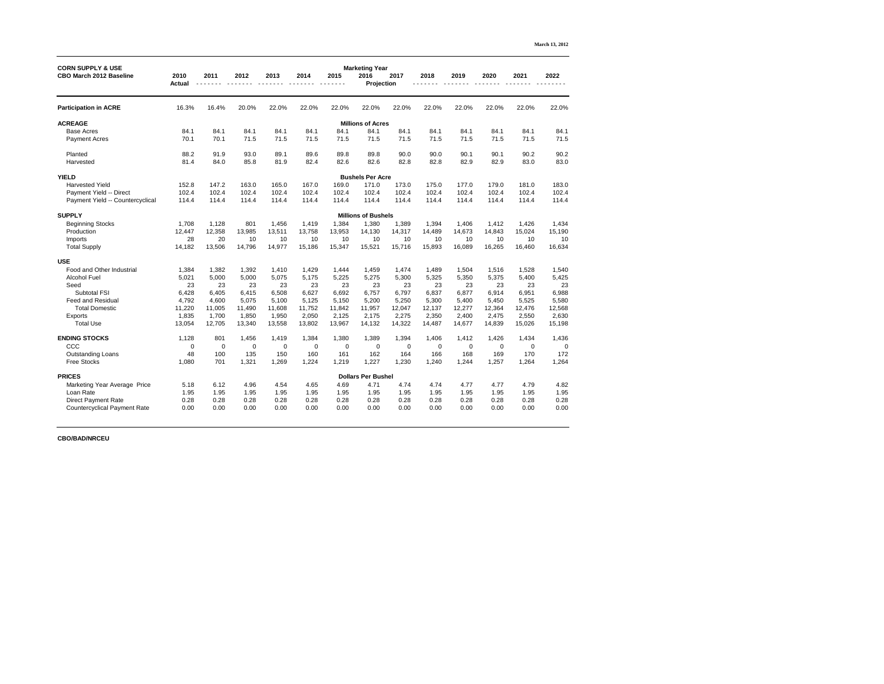March 13, 2012

| CORN SUPPLY & USE<br>CBO March 2012 Baseline | 2010<br>Actual | 2011 | 2012 | 2013 | 2014 | 2015 | 2016<br>Projection | 2017 | 2018 | 2019 | 2020 | 2021 | 2022 |
|---|---|---|---|---|---|---|---|---|---|---|---|---|---|
| | | | | | | | Marketing Year | | | | | | |
| **Participation in ACRE** | 16.3% | 16.4% | 20.0% | 22.0% | 22.0% | 22.0% | 22.0% | 22.0% | 22.0% | 22.0% | 22.0% | 22.0% | 22.0% |
| **ACREAGE** | | | | | | | **Millions of Acres** | | | | | | |
| Base Acres | 84.1 | 84.1 | 84.1 | 84.1 | 84.1 | 84.1 | 84.1 | 84.1 | 84.1 | 84.1 | 84.1 | 84.1 | 84.1 |
| Payment Acres | 70.1 | 70.1 | 71.5 | 71.5 | 71.5 | 71.5 | 71.5 | 71.5 | 71.5 | 71.5 | 71.5 | 71.5 | 71.5 |
| Planted | 88.2 | 91.9 | 93.0 | 89.1 | 89.6 | 89.8 | 89.8 | 90.0 | 90.0 | 90.1 | 90.1 | 90.2 | 90.2 |
| Harvested | 81.4 | 84.0 | 85.8 | 81.9 | 82.4 | 82.6 | 82.6 | 82.8 | 82.8 | 82.9 | 82.9 | 83.0 | 83.0 |
| **YIELD** | | | | | | | **Bushels Per Acre** | | | | | | |
| Harvested Yield | 152.8 | 147.2 | 163.0 | 165.0 | 167.0 | 169.0 | 171.0 | 173.0 | 175.0 | 177.0 | 179.0 | 181.0 | 183.0 |
| Payment Yield -- Direct | 102.4 | 102.4 | 102.4 | 102.4 | 102.4 | 102.4 | 102.4 | 102.4 | 102.4 | 102.4 | 102.4 | 102.4 | 102.4 |
| Payment Yield -- Countercyclical | 114.4 | 114.4 | 114.4 | 114.4 | 114.4 | 114.4 | 114.4 | 114.4 | 114.4 | 114.4 | 114.4 | 114.4 | 114.4 |
| **SUPPLY** | | | | | | | **Millions of Bushels** | | | | | | |
| Beginning Stocks | 1,708 | 1,128 | 801 | 1,456 | 1,419 | 1,384 | 1,380 | 1,389 | 1,394 | 1,406 | 1,412 | 1,426 | 1,434 |
| Production | 12,447 | 12,358 | 13,985 | 13,511 | 13,758 | 13,953 | 14,130 | 14,317 | 14,489 | 14,673 | 14,843 | 15,024 | 15,190 |
| Imports | 28 | 20 | 10 | 10 | 10 | 10 | 10 | 10 | 10 | 10 | 10 | 10 | 10 |
| Total Supply | 14,182 | 13,506 | 14,796 | 14,977 | 15,186 | 15,347 | 15,521 | 15,716 | 15,893 | 16,089 | 16,265 | 16,460 | 16,634 |
| **USE** | | | | | | | | | | | | | |
| Food and Other Industrial | 1,384 | 1,382 | 1,392 | 1,410 | 1,429 | 1,444 | 1,459 | 1,474 | 1,489 | 1,504 | 1,516 | 1,528 | 1,540 |
| Alcohol Fuel | 5,021 | 5,000 | 5,000 | 5,075 | 5,175 | 5,225 | 5,275 | 5,300 | 5,325 | 5,350 | 5,375 | 5,400 | 5,425 |
| Seed | 23 | 23 | 23 | 23 | 23 | 23 | 23 | 23 | 23 | 23 | 23 | 23 | 23 |
| Subtotal FSI | 6,428 | 6,405 | 6,415 | 6,508 | 6,627 | 6,692 | 6,757 | 6,797 | 6,837 | 6,877 | 6,914 | 6,951 | 6,988 |
| Feed and Residual | 4,792 | 4,600 | 5,075 | 5,100 | 5,125 | 5,150 | 5,200 | 5,250 | 5,300 | 5,400 | 5,450 | 5,525 | 5,580 |
| Total Domestic | 11,220 | 11,005 | 11,490 | 11,608 | 11,752 | 11,842 | 11,957 | 12,047 | 12,137 | 12,277 | 12,364 | 12,476 | 12,568 |
| Exports | 1,835 | 1,700 | 1,850 | 1,950 | 2,050 | 2,125 | 2,175 | 2,275 | 2,350 | 2,400 | 2,475 | 2,550 | 2,630 |
| Total Use | 13,054 | 12,705 | 13,340 | 13,558 | 13,802 | 13,967 | 14,132 | 14,322 | 14,487 | 14,677 | 14,839 | 15,026 | 15,198 |
| **ENDING STOCKS** | 1,128 | 801 | 1,456 | 1,419 | 1,384 | 1,380 | 1,389 | 1,394 | 1,406 | 1,412 | 1,426 | 1,434 | 1,436 |
| CCC | 0 | 0 | 0 | 0 | 0 | 0 | 0 | 0 | 0 | 0 | 0 | 0 | 0 |
| Outstanding Loans | 48 | 100 | 135 | 150 | 160 | 161 | 162 | 164 | 166 | 168 | 169 | 170 | 172 |
| Free Stocks | 1,080 | 701 | 1,321 | 1,269 | 1,224 | 1,219 | 1,227 | 1,230 | 1,240 | 1,244 | 1,257 | 1,264 | 1,264 |
| **PRICES** | | | | | | | **Dollars Per Bushel** | | | | | | |
| Marketing Year Average Price | 5.18 | 6.12 | 4.96 | 4.54 | 4.65 | 4.69 | 4.71 | 4.74 | 4.74 | 4.77 | 4.77 | 4.79 | 4.82 |
| Loan Rate | 1.95 | 1.95 | 1.95 | 1.95 | 1.95 | 1.95 | 1.95 | 1.95 | 1.95 | 1.95 | 1.95 | 1.95 | 1.95 |
| Direct Payment Rate | 0.28 | 0.28 | 0.28 | 0.28 | 0.28 | 0.28 | 0.28 | 0.28 | 0.28 | 0.28 | 0.28 | 0.28 | 0.28 |
| Countercyclical Payment Rate | 0.00 | 0.00 | 0.00 | 0.00 | 0.00 | 0.00 | 0.00 | 0.00 | 0.00 | 0.00 | 0.00 | 0.00 | 0.00 |

CBO/BAD/NRCEU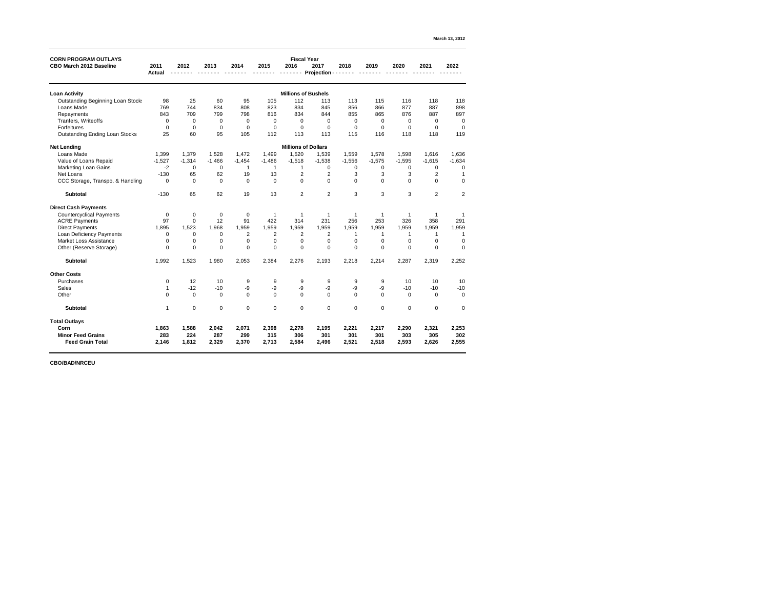March 13, 2012

| CORN PROGRAM OUTLAYS<br>CBO March 2012 Baseline | 2011<br>Actual | 2012 | 2013 | 2014 | 2015 | 2016 | 2017 | 2018 | 2019 | 2020 | 2021 | 2022 |
|---|---|---|---|---|---|---|---|---|---|---|---|---|
| | | Fiscal Year - - - - - - - Projection - - - - - - - | | | | | | | | | | |
| **Loan Activity** | | | | | | Millions of Bushels | | | | | | |
| Outstanding Beginning Loan Stocks | 98 | 25 | 60 | 95 | 105 | 112 | 113 | 113 | 115 | 116 | 118 | 118 |
| Loans Made | 769 | 744 | 834 | 808 | 823 | 834 | 845 | 856 | 866 | 877 | 887 | 898 |
| Repayments | 843 | 709 | 799 | 798 | 816 | 834 | 844 | 855 | 865 | 876 | 887 | 897 |
| Tranfers, Writeoffs | 0 | 0 | 0 | 0 | 0 | 0 | 0 | 0 | 0 | 0 | 0 | 0 |
| Forfeitures | 0 | 0 | 0 | 0 | 0 | 0 | 0 | 0 | 0 | 0 | 0 | 0 |
| Outstanding Ending Loan Stocks | 25 | 60 | 95 | 105 | 112 | 113 | 113 | 115 | 116 | 118 | 118 | 119 |
| **Net Lending** | | | | | | Millions of Dollars | | | | | | |
| Loans Made | 1,399 | 1,379 | 1,528 | 1,472 | 1,499 | 1,520 | 1,539 | 1,559 | 1,578 | 1,598 | 1,616 | 1,636 |
| Value of Loans Repaid | -1,527 | -1,314 | -1,466 | -1,454 | -1,486 | -1,518 | -1,538 | -1,556 | -1,575 | -1,595 | -1,615 | -1,634 |
| Marketing Loan Gains | -2 | 0 | 0 | 1 | 1 | 1 | 0 | 0 | 0 | 0 | 0 | 0 |
| Net Loans | -130 | 65 | 62 | 19 | 13 | 2 | 2 | 3 | 3 | 3 | 2 | 1 |
| CCC Storage, Transpo. & Handling | 0 | 0 | 0 | 0 | 0 | 0 | 0 | 0 | 0 | 0 | 0 | 0 |
| **Subtotal** | -130 | 65 | 62 | 19 | 13 | 2 | 2 | 3 | 3 | 3 | 2 | 2 |
| **Direct Cash Payments** | | | | | | | | | | | | |
| Countercyclical Payments | 0 | 0 | 0 | 0 | 1 | 1 | 1 | 1 | 1 | 1 | 1 | 1 |
| ACRE Payments | 97 | 0 | 12 | 91 | 422 | 314 | 231 | 256 | 253 | 326 | 358 | 291 |
| Direct Payments | 1,895 | 1,523 | 1,968 | 1,959 | 1,959 | 1,959 | 1,959 | 1,959 | 1,959 | 1,959 | 1,959 | 1,959 |
| Loan Deficiency Payments | 0 | 0 | 0 | 2 | 2 | 2 | 2 | 1 | 1 | 1 | 1 | 1 |
| Market Loss Assistance | 0 | 0 | 0 | 0 | 0 | 0 | 0 | 0 | 0 | 0 | 0 | 0 |
| Other (Reserve Storage) | 0 | 0 | 0 | 0 | 0 | 0 | 0 | 0 | 0 | 0 | 0 | 0 |
| **Subtotal** | 1,992 | 1,523 | 1,980 | 2,053 | 2,384 | 2,276 | 2,193 | 2,218 | 2,214 | 2,287 | 2,319 | 2,252 |
| **Other Costs** | | | | | | | | | | | | |
| Purchases | 0 | 12 | 10 | 9 | 9 | 9 | 9 | 9 | 9 | 10 | 10 | 10 |
| Sales | 1 | -12 | -10 | -9 | -9 | -9 | -9 | -9 | -9 | -10 | -10 | -10 |
| Other | 0 | 0 | 0 | 0 | 0 | 0 | 0 | 0 | 0 | 0 | 0 | 0 |
| **Subtotal** | 1 | 0 | 0 | 0 | 0 | 0 | 0 | 0 | 0 | 0 | 0 | 0 |
| **Total Outlays** | | | | | | | | | | | | |
| **Corn** | **1,863** | **1,588** | **2,042** | **2,071** | **2,398** | **2,278** | **2,195** | **2,221** | **2,217** | **2,290** | **2,321** | **2,253** |
| **Minor Feed Grains** | **283** | **224** | **287** | **299** | **315** | **306** | **301** | **301** | **301** | **303** | **305** | **302** |
| **Feed Grain Total** | **2,146** | **1,812** | **2,329** | **2,370** | **2,713** | **2,584** | **2,496** | **2,521** | **2,518** | **2,593** | **2,626** | **2,555** |

CBO/BAD/NRCEU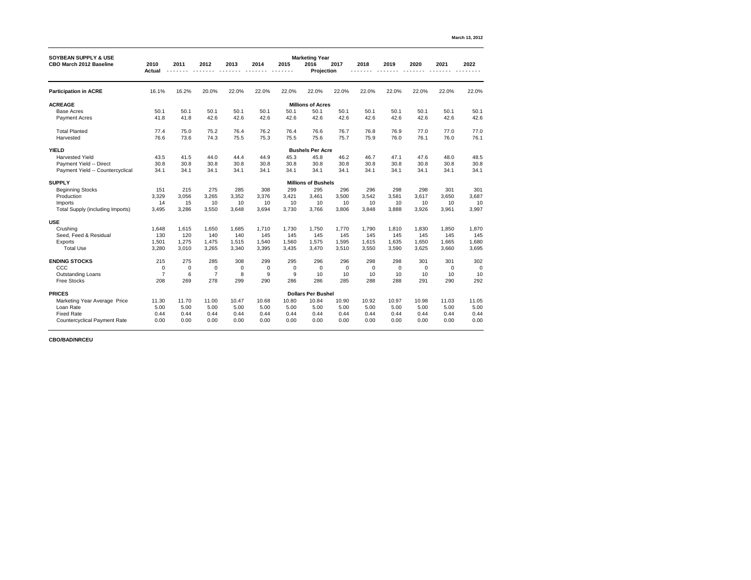March 13, 2012

| SOYBEAN SUPPLY & USE<br>CBO March 2012 Baseline | 2010<br>Actual | 2011 | 2012 | 2013 | 2014 | 2015 | 2016 | 2017 | 2018 | 2019 | 2020 | 2021 | 2022 |
|---|---|---|---|---|---|---|---|---|---|---|---|---|---|
| | | Marketing Year Projection | | | | | | | | | | | |
| **Participation in ACRE** | 16.1% | 16.2% | 20.0% | 22.0% | 22.0% | 22.0% | 22.0% | 22.0% | 22.0% | 22.0% | 22.0% | 22.0% | 22.0% |
| **ACREAGE** | | | | | | | Millions of Acres | | | | | | |
| Base Acres | 50.1 | 50.1 | 50.1 | 50.1 | 50.1 | 50.1 | 50.1 | 50.1 | 50.1 | 50.1 | 50.1 | 50.1 | 50.1 |
| Payment Acres | 41.8 | 41.8 | 42.6 | 42.6 | 42.6 | 42.6 | 42.6 | 42.6 | 42.6 | 42.6 | 42.6 | 42.6 | 42.6 |
| Total Planted | 77.4 | 75.0 | 75.2 | 76.4 | 76.2 | 76.4 | 76.6 | 76.7 | 76.8 | 76.9 | 77.0 | 77.0 | 77.0 |
| Harvested | 76.6 | 73.6 | 74.3 | 75.5 | 75.3 | 75.5 | 75.6 | 75.7 | 75.9 | 76.0 | 76.1 | 76.0 | 76.1 |
| **YIELD** | | | | | | | Bushels Per Acre | | | | | | |
| Harvested Yield | 43.5 | 41.5 | 44.0 | 44.4 | 44.9 | 45.3 | 45.8 | 46.2 | 46.7 | 47.1 | 47.6 | 48.0 | 48.5 |
| Payment Yield -- Direct | 30.8 | 30.8 | 30.8 | 30.8 | 30.8 | 30.8 | 30.8 | 30.8 | 30.8 | 30.8 | 30.8 | 30.8 | 30.8 |
| Payment Yield -- Countercyclical | 34.1 | 34.1 | 34.1 | 34.1 | 34.1 | 34.1 | 34.1 | 34.1 | 34.1 | 34.1 | 34.1 | 34.1 | 34.1 |
| **SUPPLY** | | | | | | | Millions of Bushels | | | | | | |
| Beginning Stocks | 151 | 215 | 275 | 285 | 308 | 299 | 295 | 296 | 296 | 298 | 298 | 301 | 301 |
| Production | 3,329 | 3,056 | 3,265 | 3,352 | 3,376 | 3,421 | 3,461 | 3,500 | 3,542 | 3,581 | 3,617 | 3,650 | 3,687 |
| Imports | 14 | 15 | 10 | 10 | 10 | 10 | 10 | 10 | 10 | 10 | 10 | 10 | 10 |
| Total Supply (including Imports) | 3,495 | 3,286 | 3,550 | 3,648 | 3,694 | 3,730 | 3,766 | 3,806 | 3,848 | 3,888 | 3,926 | 3,961 | 3,997 |
| **USE** | | | | | | | | | | | | | |
| Crushing | 1,648 | 1,615 | 1,650 | 1,685 | 1,710 | 1,730 | 1,750 | 1,770 | 1,790 | 1,810 | 1,830 | 1,850 | 1,870 |
| Seed, Feed & Residual | 130 | 120 | 140 | 140 | 145 | 145 | 145 | 145 | 145 | 145 | 145 | 145 | 145 |
| Exports | 1,501 | 1,275 | 1,475 | 1,515 | 1,540 | 1,560 | 1,575 | 1,595 | 1,615 | 1,635 | 1,650 | 1,665 | 1,680 |
| Total Use | 3,280 | 3,010 | 3,265 | 3,340 | 3,395 | 3,435 | 3,470 | 3,510 | 3,550 | 3,590 | 3,625 | 3,660 | 3,695 |
| **ENDING STOCKS** | 215 | 275 | 285 | 308 | 299 | 295 | 296 | 296 | 298 | 298 | 301 | 301 | 302 |
| CCC | 0 | 0 | 0 | 0 | 0 | 0 | 0 | 0 | 0 | 0 | 0 | 0 | 0 |
| Outstanding Loans | 7 | 6 | 7 | 8 | 9 | 9 | 10 | 10 | 10 | 10 | 10 | 10 | 10 |
| Free Stocks | 208 | 269 | 278 | 299 | 290 | 286 | 286 | 285 | 288 | 288 | 291 | 290 | 292 |
| **PRICES** | | | | | | | Dollars Per Bushel | | | | | | |
| Marketing Year Average Price | 11.30 | 11.70 | 11.00 | 10.47 | 10.68 | 10.80 | 10.84 | 10.90 | 10.92 | 10.97 | 10.98 | 11.03 | 11.05 |
| Loan Rate | 5.00 | 5.00 | 5.00 | 5.00 | 5.00 | 5.00 | 5.00 | 5.00 | 5.00 | 5.00 | 5.00 | 5.00 | 5.00 |
| Fixed Rate | 0.44 | 0.44 | 0.44 | 0.44 | 0.44 | 0.44 | 0.44 | 0.44 | 0.44 | 0.44 | 0.44 | 0.44 | 0.44 |
| Countercyclical Payment Rate | 0.00 | 0.00 | 0.00 | 0.00 | 0.00 | 0.00 | 0.00 | 0.00 | 0.00 | 0.00 | 0.00 | 0.00 | 0.00 |

CBO/BAD/NRCEU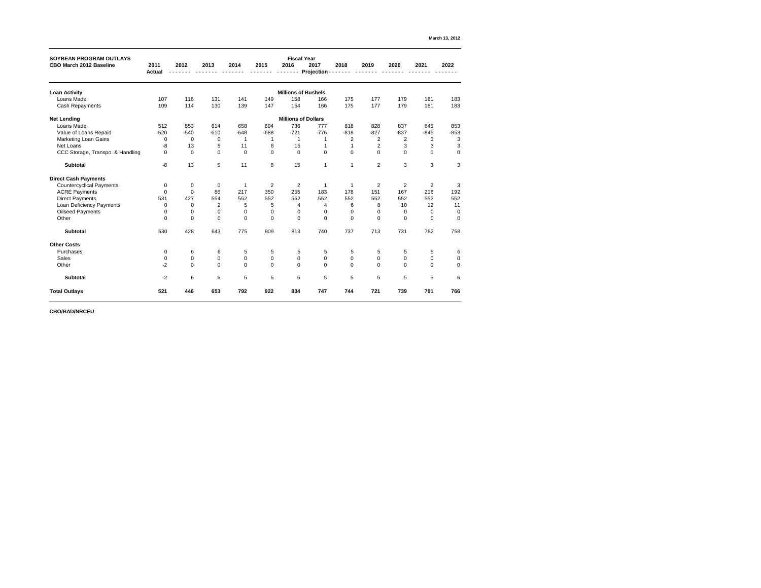March 13, 2012

| SOYBEAN PROGRAM OUTLAYS<br>CBO March 2012 Baseline | 2011<br>Actual | 2012 | 2013 | 2014 | 2015 | 2016 | 2017 | 2018 | 2019 | 2020 | 2021 | 2022 |
|---|---|---|---|---|---|---|---|---|---|---|---|---|
| | | Fiscal Year - Projection | | | | | | | | | | |
| **Loan Activity** | | | | | | Millions of Bushels | | | | | | |
| Loans Made | 107 | 116 | 131 | 141 | 149 | 158 | 166 | 175 | 177 | 179 | 181 | 183 |
| Cash Repayments | 109 | 114 | 130 | 139 | 147 | 154 | 166 | 175 | 177 | 179 | 181 | 183 |
| **Net Lending** | | | | | | Millions of Dollars | | | | | | |
| Loans Made | 512 | 553 | 614 | 658 | 694 | 736 | 777 | 818 | 828 | 837 | 845 | 853 |
| Value of Loans Repaid | -520 | -540 | -610 | -648 | -688 | -721 | -776 | -818 | -827 | -837 | -845 | -853 |
| Marketing Loan Gains | 0 | 0 | 0 | 1 | 1 | 1 | 1 | 2 | 2 | 2 | 3 | 3 |
| Net Loans | -8 | 13 | 5 | 11 | 8 | 15 | 1 | 1 | 2 | 3 | 3 | 3 |
| CCC Storage, Transpo. & Handling | 0 | 0 | 0 | 0 | 0 | 0 | 0 | 0 | 0 | 0 | 0 | 0 |
| **Subtotal** | -8 | 13 | 5 | 11 | 8 | 15 | 1 | 1 | 2 | 3 | 3 | 3 |
| **Direct Cash Payments** | | | | | | | | | | | | |
| Countercyclical Payments | 0 | 0 | 0 | 1 | 2 | 2 | 1 | 1 | 2 | 2 | 2 | 3 |
| ACRE Payments | 0 | 0 | 86 | 217 | 350 | 255 | 183 | 178 | 151 | 167 | 216 | 192 |
| Direct Payments | 531 | 427 | 554 | 552 | 552 | 552 | 552 | 552 | 552 | 552 | 552 | 552 |
| Loan Deficiency Payments | 0 | 0 | 2 | 5 | 5 | 4 | 4 | 6 | 8 | 10 | 12 | 11 |
| Oilseed Payments | 0 | 0 | 0 | 0 | 0 | 0 | 0 | 0 | 0 | 0 | 0 | 0 |
| Other | 0 | 0 | 0 | 0 | 0 | 0 | 0 | 0 | 0 | 0 | 0 | 0 |
| **Subtotal** | 530 | 428 | 643 | 775 | 909 | 813 | 740 | 737 | 713 | 731 | 782 | 758 |
| **Other Costs** | | | | | | | | | | | | |
| Purchases | 0 | 6 | 6 | 5 | 5 | 5 | 5 | 5 | 5 | 5 | 5 | 6 |
| Sales | 0 | 0 | 0 | 0 | 0 | 0 | 0 | 0 | 0 | 0 | 0 | 0 |
| Other | -2 | 0 | 0 | 0 | 0 | 0 | 0 | 0 | 0 | 0 | 0 | 0 |
| **Subtotal** | -2 | 6 | 6 | 5 | 5 | 5 | 5 | 5 | 5 | 5 | 5 | 6 |
| **Total Outlays** | **521** | **446** | **653** | **792** | **922** | **834** | **747** | **744** | **721** | **739** | **791** | **766** |

CBO/BAD/NRCEU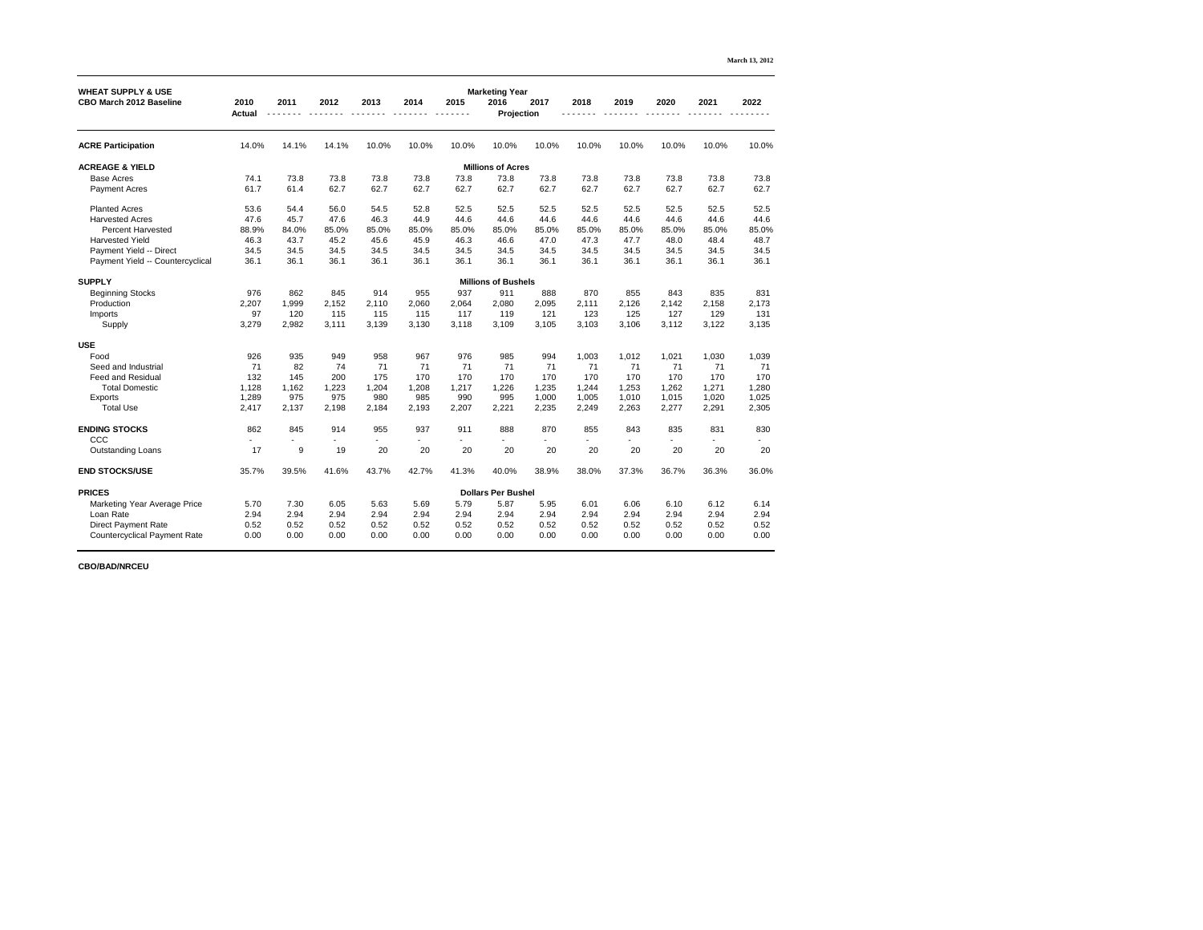March 13, 2012

| WHEAT SUPPLY & USE<br>CBO March 2012 Baseline | 2010<br>Actual | 2011 | 2012 | 2013 | 2014 | 2015 | 2016<br>Projection | 2017 | 2018 | 2019 | 2020 | 2021 | 2022 |
|---|---|---|---|---|---|---|---|---|---|---|---|---|---|
| | | | | | | | Marketing Year | | | | | | |
| **ACRE Participation** | 14.0% | 14.1% | 14.1% | 10.0% | 10.0% | 10.0% | 10.0% | 10.0% | 10.0% | 10.0% | 10.0% | 10.0% | 10.0% |
| **ACREAGE & YIELD** | | | | | | | **Millions of Acres** | | | | | | |
| Base Acres | 74.1 | 73.8 | 73.8 | 73.8 | 73.8 | 73.8 | 73.8 | 73.8 | 73.8 | 73.8 | 73.8 | 73.8 | 73.8 |
| Payment Acres | 61.7 | 61.4 | 62.7 | 62.7 | 62.7 | 62.7 | 62.7 | 62.7 | 62.7 | 62.7 | 62.7 | 62.7 | 62.7 |
| Planted Acres | 53.6 | 54.4 | 56.0 | 54.5 | 52.8 | 52.5 | 52.5 | 52.5 | 52.5 | 52.5 | 52.5 | 52.5 | 52.5 |
| Harvested Acres | 47.6 | 45.7 | 47.6 | 46.3 | 44.9 | 44.6 | 44.6 | 44.6 | 44.6 | 44.6 | 44.6 | 44.6 | 44.6 |
| Percent Harvested | 88.9% | 84.0% | 85.0% | 85.0% | 85.0% | 85.0% | 85.0% | 85.0% | 85.0% | 85.0% | 85.0% | 85.0% | 85.0% |
| Harvested Yield | 46.3 | 43.7 | 45.2 | 45.6 | 45.9 | 46.3 | 46.6 | 47.0 | 47.3 | 47.7 | 48.0 | 48.4 | 48.7 |
| Payment Yield -- Direct | 34.5 | 34.5 | 34.5 | 34.5 | 34.5 | 34.5 | 34.5 | 34.5 | 34.5 | 34.5 | 34.5 | 34.5 | 34.5 |
| Payment Yield -- Countercyclical | 36.1 | 36.1 | 36.1 | 36.1 | 36.1 | 36.1 | 36.1 | 36.1 | 36.1 | 36.1 | 36.1 | 36.1 | 36.1 |
| **SUPPLY** | | | | | | | **Millions of Bushels** | | | | | | |
| Beginning Stocks | 976 | 862 | 845 | 914 | 955 | 937 | 911 | 888 | 870 | 855 | 843 | 835 | 831 |
| Production | 2,207 | 1,999 | 2,152 | 2,110 | 2,060 | 2,064 | 2,080 | 2,095 | 2,111 | 2,126 | 2,142 | 2,158 | 2,173 |
| Imports | 97 | 120 | 115 | 115 | 115 | 117 | 119 | 121 | 123 | 125 | 127 | 129 | 131 |
| Supply | 3,279 | 2,982 | 3,111 | 3,139 | 3,130 | 3,118 | 3,109 | 3,105 | 3,103 | 3,106 | 3,112 | 3,122 | 3,135 |
| **USE** | | | | | | | | | | | | | |
| Food | 926 | 935 | 949 | 958 | 967 | 976 | 985 | 994 | 1,003 | 1,012 | 1,021 | 1,030 | 1,039 |
| Seed and Industrial | 71 | 82 | 74 | 71 | 71 | 71 | 71 | 71 | 71 | 71 | 71 | 71 | 71 |
| Feed and Residual | 132 | 145 | 200 | 175 | 170 | 170 | 170 | 170 | 170 | 170 | 170 | 170 | 170 |
| Total Domestic | 1,128 | 1,162 | 1,223 | 1,204 | 1,208 | 1,217 | 1,226 | 1,235 | 1,244 | 1,253 | 1,262 | 1,271 | 1,280 |
| Exports | 1,289 | 975 | 975 | 980 | 985 | 990 | 995 | 1,000 | 1,005 | 1,010 | 1,015 | 1,020 | 1,025 |
| Total Use | 2,417 | 2,137 | 2,198 | 2,184 | 2,193 | 2,207 | 2,221 | 2,235 | 2,249 | 2,263 | 2,277 | 2,291 | 2,305 |
| **ENDING STOCKS** | 862 | 845 | 914 | 955 | 937 | 911 | 888 | 870 | 855 | 843 | 835 | 831 | 830 |
| CCC | - | - | - | - | - | - | - | - | - | - | - | - | - |
| Outstanding Loans | 17 | 9 | 19 | 20 | 20 | 20 | 20 | 20 | 20 | 20 | 20 | 20 | 20 |
| **END STOCKS/USE** | 35.7% | 39.5% | 41.6% | 43.7% | 42.7% | 41.3% | 40.0% | 38.9% | 38.0% | 37.3% | 36.7% | 36.3% | 36.0% |
| **PRICES** | | | | | | | **Dollars Per Bushel** | | | | | | |
| Marketing Year Average Price | 5.70 | 7.30 | 6.05 | 5.63 | 5.69 | 5.79 | 5.87 | 5.95 | 6.01 | 6.06 | 6.10 | 6.12 | 6.14 |
| Loan Rate | 2.94 | 2.94 | 2.94 | 2.94 | 2.94 | 2.94 | 2.94 | 2.94 | 2.94 | 2.94 | 2.94 | 2.94 | 2.94 |
| Direct Payment Rate | 0.52 | 0.52 | 0.52 | 0.52 | 0.52 | 0.52 | 0.52 | 0.52 | 0.52 | 0.52 | 0.52 | 0.52 | 0.52 |
| Countercyclical Payment Rate | 0.00 | 0.00 | 0.00 | 0.00 | 0.00 | 0.00 | 0.00 | 0.00 | 0.00 | 0.00 | 0.00 | 0.00 | 0.00 |

**CBO/BAD/NRCEU**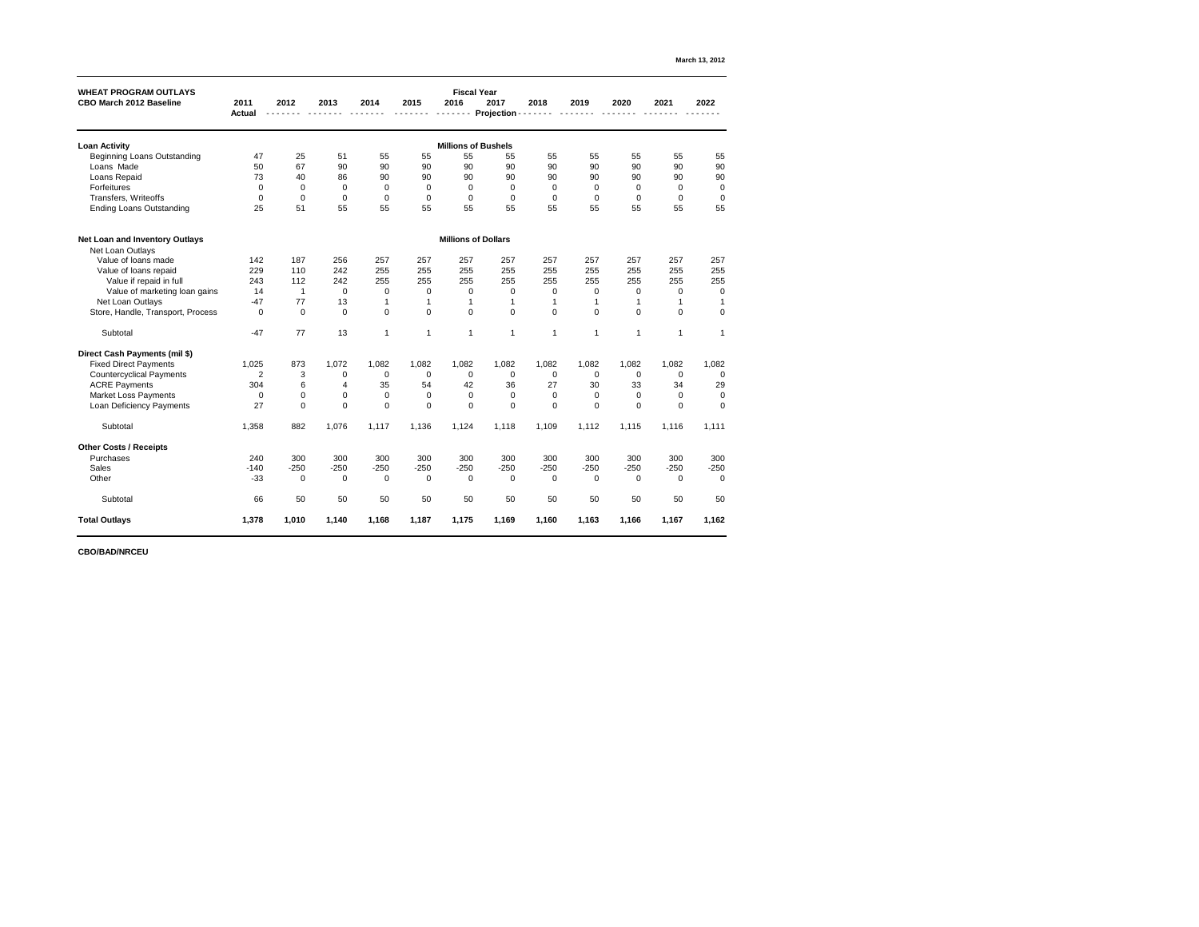March 13, 2012

| WHEAT PROGRAM OUTLAYS<br>CBO March 2012 Baseline | 2011<br>Actual | 2012 | 2013 | 2014 | 2015 | 2016 | 2017 | 2018 | 2019 | 2020 | 2021 | 2022 |
|---|---|---|---|---|---|---|---|---|---|---|---|---|
| | | Fiscal Year - Projection | | | | | | | | | | |
| **Loan Activity** | | Millions of Bushels | | | | | | | | | | |
| Beginning Loans Outstanding | 47 | 25 | 51 | 55 | 55 | 55 | 55 | 55 | 55 | 55 | 55 | 55 |
| Loans Made | 50 | 67 | 90 | 90 | 90 | 90 | 90 | 90 | 90 | 90 | 90 | 90 |
| Loans Repaid | 73 | 40 | 86 | 90 | 90 | 90 | 90 | 90 | 90 | 90 | 90 | 90 |
| Forfeitures | 0 | 0 | 0 | 0 | 0 | 0 | 0 | 0 | 0 | 0 | 0 | 0 |
| Transfers, Writeoffs | 0 | 0 | 0 | 0 | 0 | 0 | 0 | 0 | 0 | 0 | 0 | 0 |
| Ending Loans Outstanding | 25 | 51 | 55 | 55 | 55 | 55 | 55 | 55 | 55 | 55 | 55 | 55 |
| **Net Loan and Inventory Outlays** | | Millions of Dollars | | | | | | | | | | |
| Net Loan Outlays | | | | | | | | | | | | |
| Value of loans made | 142 | 187 | 256 | 257 | 257 | 257 | 257 | 257 | 257 | 257 | 257 | 257 |
| Value of loans repaid | 229 | 110 | 242 | 255 | 255 | 255 | 255 | 255 | 255 | 255 | 255 | 255 |
| Value if repaid in full | 243 | 112 | 242 | 255 | 255 | 255 | 255 | 255 | 255 | 255 | 255 | 255 |
| Value of marketing loan gains | 14 | 1 | 0 | 0 | 0 | 0 | 0 | 0 | 0 | 0 | 0 | 0 |
| Net Loan Outlays | -47 | 77 | 13 | 1 | 1 | 1 | 1 | 1 | 1 | 1 | 1 | 1 |
| Store, Handle, Transport, Process | 0 | 0 | 0 | 0 | 0 | 0 | 0 | 0 | 0 | 0 | 0 | 0 |
| Subtotal | -47 | 77 | 13 | 1 | 1 | 1 | 1 | 1 | 1 | 1 | 1 | 1 |
| **Direct Cash Payments (mil $)** | | | | | | | | | | | | |
| Fixed Direct Payments | 1,025 | 873 | 1,072 | 1,082 | 1,082 | 1,082 | 1,082 | 1,082 | 1,082 | 1,082 | 1,082 | 1,082 |
| Countercyclical Payments | 2 | 3 | 0 | 0 | 0 | 0 | 0 | 0 | 0 | 0 | 0 | 0 |
| ACRE Payments | 304 | 6 | 4 | 35 | 54 | 42 | 36 | 27 | 30 | 33 | 34 | 29 |
| Market Loss Payments | 0 | 0 | 0 | 0 | 0 | 0 | 0 | 0 | 0 | 0 | 0 | 0 |
| Loan Deficiency Payments | 27 | 0 | 0 | 0 | 0 | 0 | 0 | 0 | 0 | 0 | 0 | 0 |
| Subtotal | 1,358 | 882 | 1,076 | 1,117 | 1,136 | 1,124 | 1,118 | 1,109 | 1,112 | 1,115 | 1,116 | 1,111 |
| **Other Costs / Receipts** | | | | | | | | | | | | |
| Purchases | 240 | 300 | 300 | 300 | 300 | 300 | 300 | 300 | 300 | 300 | 300 | 300 |
| Sales | -140 | -250 | -250 | -250 | -250 | -250 | -250 | -250 | -250 | -250 | -250 | -250 |
| Other | -33 | 0 | 0 | 0 | 0 | 0 | 0 | 0 | 0 | 0 | 0 | 0 |
| Subtotal | 66 | 50 | 50 | 50 | 50 | 50 | 50 | 50 | 50 | 50 | 50 | 50 |
| **Total Outlays** | **1,378** | **1,010** | **1,140** | **1,168** | **1,187** | **1,175** | **1,169** | **1,160** | **1,163** | **1,166** | **1,167** | **1,162** |

CBO/BAD/NRCEU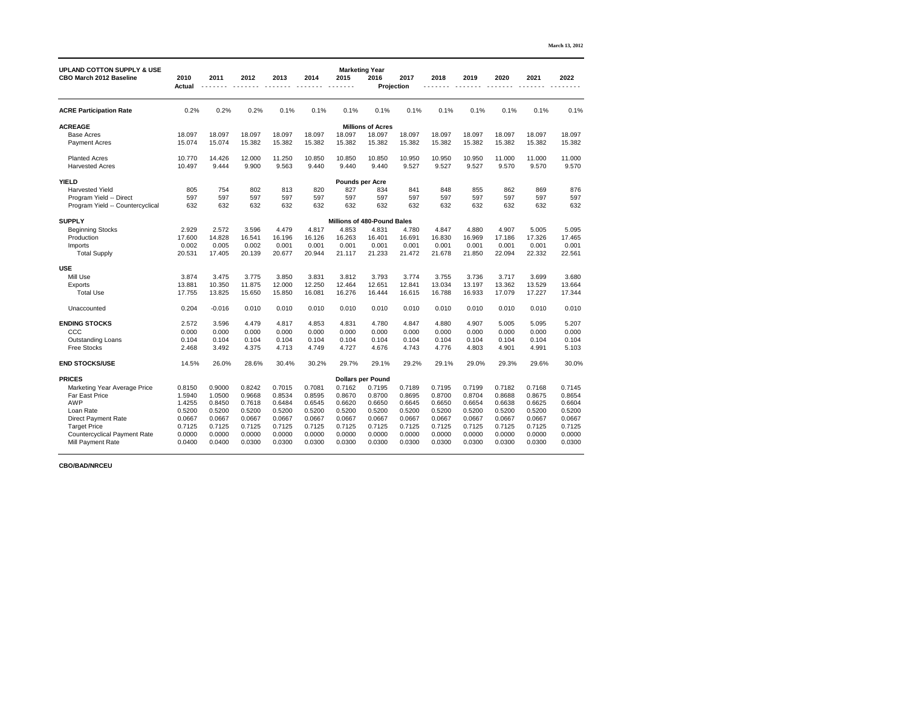March 13, 2012

| UPLAND COTTON SUPPLY & USE<br>CBO March 2012 Baseline | 2010<br>Actual | 2011 | 2012 | 2013 | 2014 | 2015 | 2016 | 2017 | 2018 | 2019 | 2020 | 2021 | 2022 |
|---|---|---|---|---|---|---|---|---|---|---|---|---|---|
| | | Marketing Year Projection | | | | | | | | | | | |
| **ACRE Participation Rate** | 0.2% | 0.2% | 0.2% | 0.1% | 0.1% | 0.1% | 0.1% | 0.1% | 0.1% | 0.1% | 0.1% | 0.1% | 0.1% |
| **ACREAGE** | Millions of Acres | | | | | | | | | | | | |
| Base Acres | 18.097 | 18.097 | 18.097 | 18.097 | 18.097 | 18.097 | 18.097 | 18.097 | 18.097 | 18.097 | 18.097 | 18.097 | 18.097 |
| Payment Acres | 15.074 | 15.074 | 15.382 | 15.382 | 15.382 | 15.382 | 15.382 | 15.382 | 15.382 | 15.382 | 15.382 | 15.382 | 15.382 |
| Planted Acres | 10.770 | 14.426 | 12.000 | 11.250 | 10.850 | 10.850 | 10.850 | 10.950 | 10.950 | 10.950 | 11.000 | 11.000 | 11.000 |
| Harvested Acres | 10.497 | 9.444 | 9.900 | 9.563 | 9.440 | 9.440 | 9.440 | 9.527 | 9.527 | 9.527 | 9.570 | 9.570 | 9.570 |
| **YIELD** | Pounds per Acre | | | | | | | | | | | | |
| Harvested Yield | 805 | 754 | 802 | 813 | 820 | 827 | 834 | 841 | 848 | 855 | 862 | 869 | 876 |
| Program Yield -- Direct | 597 | 597 | 597 | 597 | 597 | 597 | 597 | 597 | 597 | 597 | 597 | 597 | 597 |
| Program Yield -- Countercyclical | 632 | 632 | 632 | 632 | 632 | 632 | 632 | 632 | 632 | 632 | 632 | 632 | 632 |
| **SUPPLY** | Millions of 480-Pound Bales | | | | | | | | | | | | |
| Beginning Stocks | 2.929 | 2.572 | 3.596 | 4.479 | 4.817 | 4.853 | 4.831 | 4.780 | 4.847 | 4.880 | 4.907 | 5.005 | 5.095 |
| Production | 17.600 | 14.828 | 16.541 | 16.196 | 16.126 | 16.263 | 16.401 | 16.691 | 16.830 | 16.969 | 17.186 | 17.326 | 17.465 |
| Imports | 0.002 | 0.005 | 0.002 | 0.001 | 0.001 | 0.001 | 0.001 | 0.001 | 0.001 | 0.001 | 0.001 | 0.001 | 0.001 |
| Total Supply | 20.531 | 17.405 | 20.139 | 20.677 | 20.944 | 21.117 | 21.233 | 21.472 | 21.678 | 21.850 | 22.094 | 22.332 | 22.561 |
| **USE** | | | | | | | | | | | | | |
| Mill Use | 3.874 | 3.475 | 3.775 | 3.850 | 3.831 | 3.812 | 3.793 | 3.774 | 3.755 | 3.736 | 3.717 | 3.699 | 3.680 |
| Exports | 13.881 | 10.350 | 11.875 | 12.000 | 12.250 | 12.464 | 12.651 | 12.841 | 13.034 | 13.197 | 13.362 | 13.529 | 13.664 |
| Total Use | 17.755 | 13.825 | 15.650 | 15.850 | 16.081 | 16.276 | 16.444 | 16.615 | 16.788 | 16.933 | 17.079 | 17.227 | 17.344 |
| Unaccounted | 0.204 | -0.016 | 0.010 | 0.010 | 0.010 | 0.010 | 0.010 | 0.010 | 0.010 | 0.010 | 0.010 | 0.010 | 0.010 |
| **ENDING STOCKS** | 2.572 | 3.596 | 4.479 | 4.817 | 4.853 | 4.831 | 4.780 | 4.847 | 4.880 | 4.907 | 5.005 | 5.095 | 5.207 |
| CCC | 0.000 | 0.000 | 0.000 | 0.000 | 0.000 | 0.000 | 0.000 | 0.000 | 0.000 | 0.000 | 0.000 | 0.000 | 0.000 |
| Outstanding Loans | 0.104 | 0.104 | 0.104 | 0.104 | 0.104 | 0.104 | 0.104 | 0.104 | 0.104 | 0.104 | 0.104 | 0.104 | 0.104 |
| Free Stocks | 2.468 | 3.492 | 4.375 | 4.713 | 4.749 | 4.727 | 4.676 | 4.743 | 4.776 | 4.803 | 4.901 | 4.991 | 5.103 |
| **END STOCKS/USE** | 14.5% | 26.0% | 28.6% | 30.4% | 30.2% | 29.7% | 29.1% | 29.2% | 29.1% | 29.0% | 29.3% | 29.6% | 30.0% |
| **PRICES** | Dollars per Pound | | | | | | | | | | | | |
| Marketing Year Average Price | 0.8150 | 0.9000 | 0.8242 | 0.7015 | 0.7081 | 0.7162 | 0.7195 | 0.7189 | 0.7195 | 0.7199 | 0.7182 | 0.7168 | 0.7145 |
| Far East Price | 1.5940 | 1.0500 | 0.9668 | 0.8534 | 0.8595 | 0.8670 | 0.8700 | 0.8695 | 0.8700 | 0.8704 | 0.8688 | 0.8675 | 0.8654 |
| AWP | 1.4255 | 0.8450 | 0.7618 | 0.6484 | 0.6545 | 0.6620 | 0.6650 | 0.6645 | 0.6650 | 0.6654 | 0.6638 | 0.6625 | 0.6604 |
| Loan Rate | 0.5200 | 0.5200 | 0.5200 | 0.5200 | 0.5200 | 0.5200 | 0.5200 | 0.5200 | 0.5200 | 0.5200 | 0.5200 | 0.5200 | 0.5200 |
| Direct Payment Rate | 0.0667 | 0.0667 | 0.0667 | 0.0667 | 0.0667 | 0.0667 | 0.0667 | 0.0667 | 0.0667 | 0.0667 | 0.0667 | 0.0667 | 0.0667 |
| Target Price | 0.7125 | 0.7125 | 0.7125 | 0.7125 | 0.7125 | 0.7125 | 0.7125 | 0.7125 | 0.7125 | 0.7125 | 0.7125 | 0.7125 | 0.7125 |
| Countercyclical Payment Rate | 0.0000 | 0.0000 | 0.0000 | 0.0000 | 0.0000 | 0.0000 | 0.0000 | 0.0000 | 0.0000 | 0.0000 | 0.0000 | 0.0000 | 0.0000 |
| Mill Payment Rate | 0.0400 | 0.0400 | 0.0300 | 0.0300 | 0.0300 | 0.0300 | 0.0300 | 0.0300 | 0.0300 | 0.0300 | 0.0300 | 0.0300 | 0.0300 |

CBO/BAD/NRCEU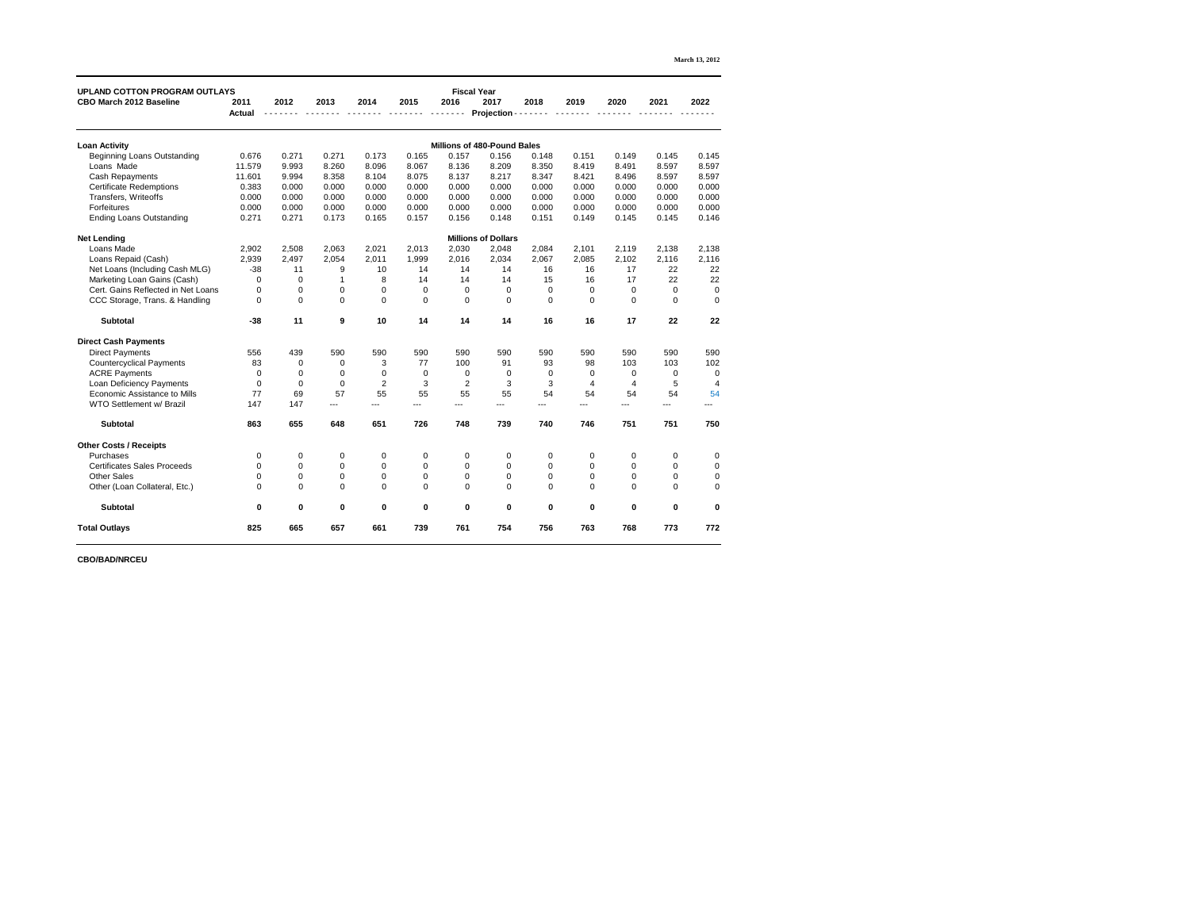March 13, 2012

| UPLAND COTTON PROGRAM OUTLAYS<br>CBO March 2012 Baseline | 2011<br>Actual | 2012 | 2013 | 2014 | 2015 | 2016 | 2017 | 2018 | 2019 | 2020 | 2021 | 2022 |
|---|---|---|---|---|---|---|---|---|---|---|---|---|
| | | Fiscal Year - Projection | | | | | | | | | | |
| **Loan Activity** | | Millions of 480-Pound Bales | | | | | | | | | | |
| Beginning Loans Outstanding | 0.676 | 0.271 | 0.271 | 0.173 | 0.165 | 0.157 | 0.156 | 0.148 | 0.151 | 0.149 | 0.145 | 0.145 |
| Loans Made | 11.579 | 9.993 | 8.260 | 8.096 | 8.067 | 8.136 | 8.209 | 8.350 | 8.419 | 8.491 | 8.597 | 8.597 |
| Cash Repayments | 11.601 | 9.994 | 8.358 | 8.104 | 8.075 | 8.137 | 8.217 | 8.347 | 8.421 | 8.496 | 8.597 | 8.597 |
| Certificate Redemptions | 0.383 | 0.000 | 0.000 | 0.000 | 0.000 | 0.000 | 0.000 | 0.000 | 0.000 | 0.000 | 0.000 | 0.000 |
| Transfers, Writeoffs | 0.000 | 0.000 | 0.000 | 0.000 | 0.000 | 0.000 | 0.000 | 0.000 | 0.000 | 0.000 | 0.000 | 0.000 |
| Forfeitures | 0.000 | 0.000 | 0.000 | 0.000 | 0.000 | 0.000 | 0.000 | 0.000 | 0.000 | 0.000 | 0.000 | 0.000 |
| Ending Loans Outstanding | 0.271 | 0.271 | 0.173 | 0.165 | 0.157 | 0.156 | 0.148 | 0.151 | 0.149 | 0.145 | 0.145 | 0.146 |
| **Net Lending** | | Millions of Dollars | | | | | | | | | | |
| Loans Made | 2,902 | 2,508 | 2,063 | 2,021 | 2,013 | 2,030 | 2,048 | 2,084 | 2,101 | 2,119 | 2,138 | 2,138 |
| Loans Repaid (Cash) | 2,939 | 2,497 | 2,054 | 2,011 | 1,999 | 2,016 | 2,034 | 2,067 | 2,085 | 2,102 | 2,116 | 2,116 |
| Net Loans (Including Cash MLG) | -38 | 11 | 9 | 10 | 14 | 14 | 14 | 16 | 16 | 17 | 22 | 22 |
| Marketing Loan Gains (Cash) | 0 | 0 | 1 | 8 | 14 | 14 | 14 | 15 | 16 | 17 | 22 | 22 |
| Cert. Gains Reflected in Net Loans | 0 | 0 | 0 | 0 | 0 | 0 | 0 | 0 | 0 | 0 | 0 | 0 |
| CCC Storage, Trans. & Handling | 0 | 0 | 0 | 0 | 0 | 0 | 0 | 0 | 0 | 0 | 0 | 0 |
| **Subtotal** | **-38** | **11** | **9** | **10** | **14** | **14** | **14** | **16** | **16** | **17** | **22** | **22** |
| **Direct Cash Payments** | | | | | | | | | | | | |
| Direct Payments | 556 | 439 | 590 | 590 | 590 | 590 | 590 | 590 | 590 | 590 | 590 | 590 |
| Countercyclical Payments | 83 | 0 | 0 | 3 | 77 | 100 | 91 | 93 | 98 | 103 | 103 | 102 |
| ACRE Payments | 0 | 0 | 0 | 0 | 0 | 0 | 0 | 0 | 0 | 0 | 0 | 0 |
| Loan Deficiency Payments | 0 | 0 | 0 | 2 | 3 | 2 | 3 | 3 | 4 | 4 | 5 | 4 |
| Economic Assistance to Mills | 77 | 69 | 57 | 55 | 55 | 55 | 55 | 54 | 54 | 54 | 54 | 54 |
| WTO Settlement w/ Brazil | 147 | 147 | --- | --- | --- | --- | --- | --- | --- | --- | --- | --- |
| **Subtotal** | **863** | **655** | **648** | **651** | **726** | **748** | **739** | **740** | **746** | **751** | **751** | **750** |
| **Other Costs / Receipts** | | | | | | | | | | | | |
| Purchases | 0 | 0 | 0 | 0 | 0 | 0 | 0 | 0 | 0 | 0 | 0 | 0 |
| Certificates Sales Proceeds | 0 | 0 | 0 | 0 | 0 | 0 | 0 | 0 | 0 | 0 | 0 | 0 |
| Other Sales | 0 | 0 | 0 | 0 | 0 | 0 | 0 | 0 | 0 | 0 | 0 | 0 |
| Other (Loan Collateral, Etc.) | 0 | 0 | 0 | 0 | 0 | 0 | 0 | 0 | 0 | 0 | 0 | 0 |
| **Subtotal** | **0** | **0** | **0** | **0** | **0** | **0** | **0** | **0** | **0** | **0** | **0** | **0** |
| **Total Outlays** | **825** | **665** | **657** | **661** | **739** | **761** | **754** | **756** | **763** | **768** | **773** | **772** |

**CBO/BAD/NRCEU**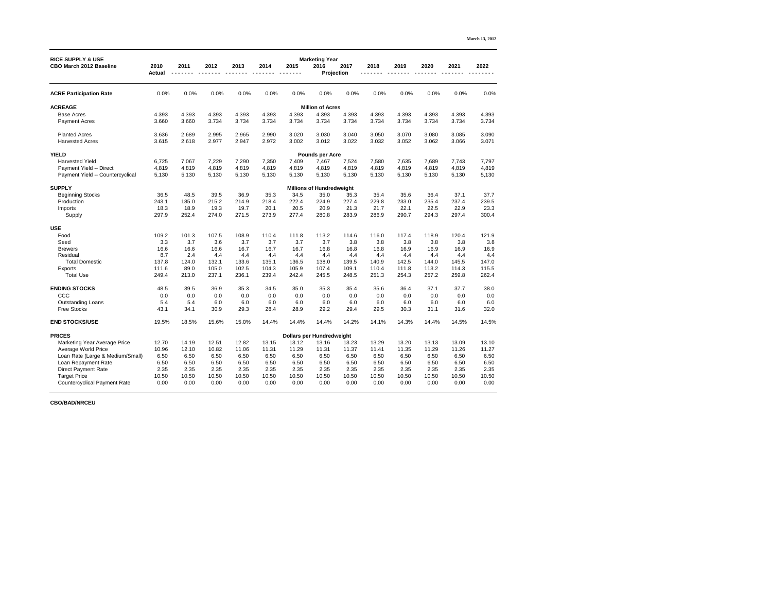March 13, 2012

| RICE SUPPLY & USE<br>CBO March 2012 Baseline | 2010<br>Actual | 2011 | 2012 | 2013 | 2014 | 2015 | 2016 | 2017 | 2018 | 2019 | 2020 | 2021 | 2022 |
|---|---|---|---|---|---|---|---|---|---|---|---|---|---|
| | | | | | | | Marketing Year Projection | | | | | | |
| **ACRE Participation Rate** | 0.0% | 0.0% | 0.0% | 0.0% | 0.0% | 0.0% | 0.0% | 0.0% | 0.0% | 0.0% | 0.0% | 0.0% | 0.0% |
| **ACREAGE** | | | | | | | Million of Acres | | | | | | |
| Base Acres | 4.393 | 4.393 | 4.393 | 4.393 | 4.393 | 4.393 | 4.393 | 4.393 | 4.393 | 4.393 | 4.393 | 4.393 | 4.393 |
| Payment Acres | 3.660 | 3.660 | 3.734 | 3.734 | 3.734 | 3.734 | 3.734 | 3.734 | 3.734 | 3.734 | 3.734 | 3.734 | 3.734 |
| Planted Acres | 3.636 | 2.689 | 2.995 | 2.965 | 2.990 | 3.020 | 3.030 | 3.040 | 3.050 | 3.070 | 3.080 | 3.085 | 3.090 |
| Harvested Acres | 3.615 | 2.618 | 2.977 | 2.947 | 2.972 | 3.002 | 3.012 | 3.022 | 3.032 | 3.052 | 3.062 | 3.066 | 3.071 |
| **YIELD** | | | | | | | Pounds per Acre | | | | | | |
| Harvested Yield | 6,725 | 7,067 | 7,229 | 7,290 | 7,350 | 7,409 | 7,467 | 7,524 | 7,580 | 7,635 | 7,689 | 7,743 | 7,797 |
| Payment Yield -- Direct | 4,819 | 4,819 | 4,819 | 4,819 | 4,819 | 4,819 | 4,819 | 4,819 | 4,819 | 4,819 | 4,819 | 4,819 | 4,819 |
| Payment Yield -- Countercyclical | 5,130 | 5,130 | 5,130 | 5,130 | 5,130 | 5,130 | 5,130 | 5,130 | 5,130 | 5,130 | 5,130 | 5,130 | 5,130 |
| **SUPPLY** | | | | | | | Millions of Hundredweight | | | | | | |
| Beginning Stocks | 36.5 | 48.5 | 39.5 | 36.9 | 35.3 | 34.5 | 35.0 | 35.3 | 35.4 | 35.6 | 36.4 | 37.1 | 37.7 |
| Production | 243.1 | 185.0 | 215.2 | 214.9 | 218.4 | 222.4 | 224.9 | 227.4 | 229.8 | 233.0 | 235.4 | 237.4 | 239.5 |
| Imports | 18.3 | 18.9 | 19.3 | 19.7 | 20.1 | 20.5 | 20.9 | 21.3 | 21.7 | 22.1 | 22.5 | 22.9 | 23.3 |
| Supply | 297.9 | 252.4 | 274.0 | 271.5 | 273.9 | 277.4 | 280.8 | 283.9 | 286.9 | 290.7 | 294.3 | 297.4 | 300.4 |
| **USE** | | | | | | | | | | | | | |
| Food | 109.2 | 101.3 | 107.5 | 108.9 | 110.4 | 111.8 | 113.2 | 114.6 | 116.0 | 117.4 | 118.9 | 120.4 | 121.9 |
| Seed | 3.3 | 3.7 | 3.6 | 3.7 | 3.7 | 3.7 | 3.7 | 3.8 | 3.8 | 3.8 | 3.8 | 3.8 | 3.8 |
| Brewers | 16.6 | 16.6 | 16.6 | 16.7 | 16.7 | 16.7 | 16.8 | 16.8 | 16.8 | 16.9 | 16.9 | 16.9 | 16.9 |
| Residual | 8.7 | 2.4 | 4.4 | 4.4 | 4.4 | 4.4 | 4.4 | 4.4 | 4.4 | 4.4 | 4.4 | 4.4 | 4.4 |
| Total Domestic | 137.8 | 124.0 | 132.1 | 133.6 | 135.1 | 136.5 | 138.0 | 139.5 | 140.9 | 142.5 | 144.0 | 145.5 | 147.0 |
| Exports | 111.6 | 89.0 | 105.0 | 102.5 | 104.3 | 105.9 | 107.4 | 109.1 | 110.4 | 111.8 | 113.2 | 114.3 | 115.5 |
| Total Use | 249.4 | 213.0 | 237.1 | 236.1 | 239.4 | 242.4 | 245.5 | 248.5 | 251.3 | 254.3 | 257.2 | 259.8 | 262.4 |
| **ENDING STOCKS** | 48.5 | 39.5 | 36.9 | 35.3 | 34.5 | 35.0 | 35.3 | 35.4 | 35.6 | 36.4 | 37.1 | 37.7 | 38.0 |
| CCC | 0.0 | 0.0 | 0.0 | 0.0 | 0.0 | 0.0 | 0.0 | 0.0 | 0.0 | 0.0 | 0.0 | 0.0 | 0.0 |
| Outstanding Loans | 5.4 | 5.4 | 6.0 | 6.0 | 6.0 | 6.0 | 6.0 | 6.0 | 6.0 | 6.0 | 6.0 | 6.0 | 6.0 |
| Free Stocks | 43.1 | 34.1 | 30.9 | 29.3 | 28.4 | 28.9 | 29.2 | 29.4 | 29.5 | 30.3 | 31.1 | 31.6 | 32.0 |
| **END STOCKS/USE** | 19.5% | 18.5% | 15.6% | 15.0% | 14.4% | 14.4% | 14.4% | 14.2% | 14.1% | 14.3% | 14.4% | 14.5% | 14.5% |
| **PRICES** | | | | | | | Dollars per Hundredweight | | | | | | |
| Marketing Year Average Price | 12.70 | 14.19 | 12.51 | 12.82 | 13.15 | 13.12 | 13.16 | 13.23 | 13.29 | 13.20 | 13.13 | 13.09 | 13.10 |
| Average World Price | 10.96 | 12.10 | 10.82 | 11.06 | 11.31 | 11.29 | 11.31 | 11.37 | 11.41 | 11.35 | 11.29 | 11.26 | 11.27 |
| Loan Rate (Large & Medium/Small) | 6.50 | 6.50 | 6.50 | 6.50 | 6.50 | 6.50 | 6.50 | 6.50 | 6.50 | 6.50 | 6.50 | 6.50 | 6.50 |
| Loan Repayment Rate | 6.50 | 6.50 | 6.50 | 6.50 | 6.50 | 6.50 | 6.50 | 6.50 | 6.50 | 6.50 | 6.50 | 6.50 | 6.50 |
| Direct Payment Rate | 2.35 | 2.35 | 2.35 | 2.35 | 2.35 | 2.35 | 2.35 | 2.35 | 2.35 | 2.35 | 2.35 | 2.35 | 2.35 |
| Target Price | 10.50 | 10.50 | 10.50 | 10.50 | 10.50 | 10.50 | 10.50 | 10.50 | 10.50 | 10.50 | 10.50 | 10.50 | 10.50 |
| Countercyclical Payment Rate | 0.00 | 0.00 | 0.00 | 0.00 | 0.00 | 0.00 | 0.00 | 0.00 | 0.00 | 0.00 | 0.00 | 0.00 | 0.00 |

CBO/BAD/NRCEU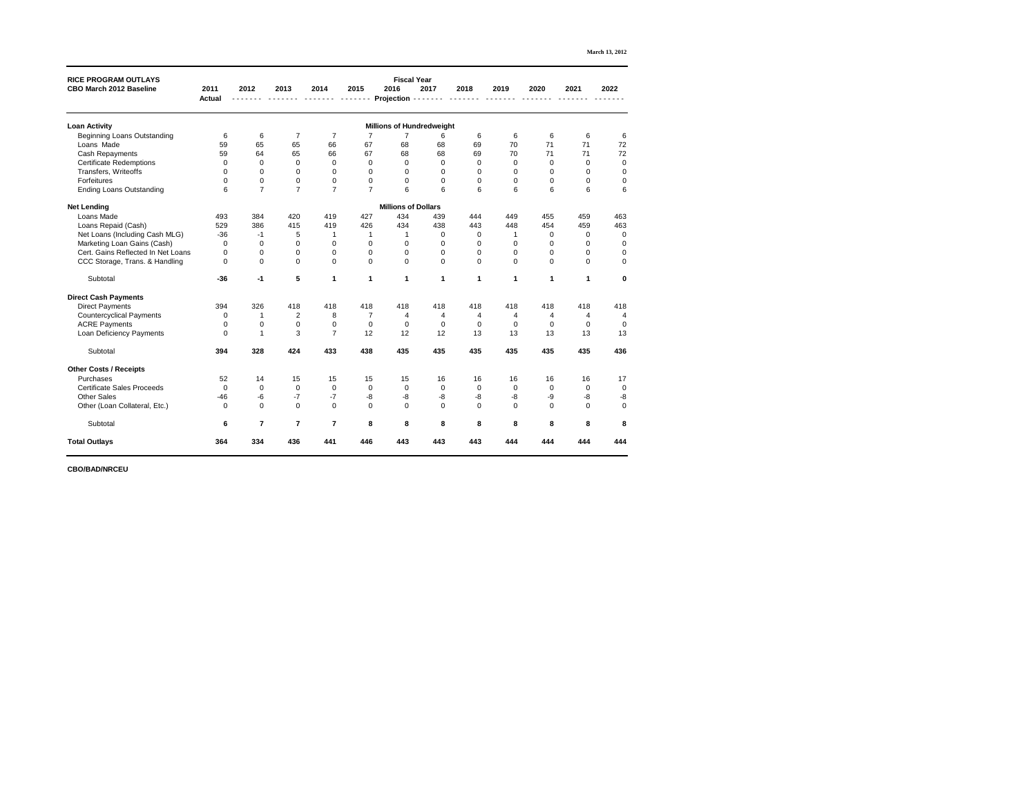March 13, 2012

| RICE PROGRAM OUTLAYS<br>CBO March 2012 Baseline | 2011<br>Actual | 2012 | 2013 | 2014 | 2015 | 2016 | 2017 | 2018 | 2019 | 2020 | 2021 | 2022 |
|---|---|---|---|---|---|---|---|---|---|---|---|---|
| | | Fiscal Year Projection | | | | | | | | | | |
| **Loan Activity** | | | | | | Millions of Hundredweight | | | | | | |
| Beginning Loans Outstanding | 6 | 6 | 7 | 7 | 7 | 7 | 6 | 6 | 6 | 6 | 6 | 6 |
| Loans Made | 59 | 65 | 65 | 66 | 67 | 68 | 68 | 69 | 70 | 71 | 71 | 72 |
| Cash Repayments | 59 | 64 | 65 | 66 | 67 | 68 | 68 | 69 | 70 | 71 | 71 | 72 |
| Certificate Redemptions | 0 | 0 | 0 | 0 | 0 | 0 | 0 | 0 | 0 | 0 | 0 | 0 |
| Transfers, Writeoffs | 0 | 0 | 0 | 0 | 0 | 0 | 0 | 0 | 0 | 0 | 0 | 0 |
| Forfeitures | 0 | 0 | 0 | 0 | 0 | 0 | 0 | 0 | 0 | 0 | 0 | 0 |
| Ending Loans Outstanding | 6 | 7 | 7 | 7 | 7 | 6 | 6 | 6 | 6 | 6 | 6 | 6 |
| **Net Lending** | | | | | | Millions of Dollars | | | | | | |
| Loans Made | 493 | 384 | 420 | 419 | 427 | 434 | 439 | 444 | 449 | 455 | 459 | 463 |
| Loans Repaid (Cash) | 529 | 386 | 415 | 419 | 426 | 434 | 438 | 443 | 448 | 454 | 459 | 463 |
| Net Loans (Including Cash MLG) | -36 | -1 | 5 | 1 | 1 | 1 | 0 | 0 | 1 | 0 | 0 | 0 |
| Marketing Loan Gains (Cash) | 0 | 0 | 0 | 0 | 0 | 0 | 0 | 0 | 0 | 0 | 0 | 0 |
| Cert. Gains Reflected In Net Loans | 0 | 0 | 0 | 0 | 0 | 0 | 0 | 0 | 0 | 0 | 0 | 0 |
| CCC Storage, Trans. & Handling | 0 | 0 | 0 | 0 | 0 | 0 | 0 | 0 | 0 | 0 | 0 | 0 |
| Subtotal | **-36** | **-1** | **5** | **1** | **1** | **1** | **1** | **1** | **1** | **1** | **1** | **0** |
| **Direct Cash Payments** | | | | | | | | | | | | |
| Direct Payments | 394 | 326 | 418 | 418 | 418 | 418 | 418 | 418 | 418 | 418 | 418 | 418 |
| Countercyclical Payments | 0 | 1 | 2 | 8 | 7 | 4 | 4 | 4 | 4 | 4 | 4 | 4 |
| ACRE Payments | 0 | 0 | 0 | 0 | 0 | 0 | 0 | 0 | 0 | 0 | 0 | 0 |
| Loan Deficiency Payments | 0 | 1 | 3 | 7 | 12 | 12 | 12 | 13 | 13 | 13 | 13 | 13 |
| Subtotal | **394** | **328** | **424** | **433** | **438** | **435** | **435** | **435** | **435** | **435** | **435** | **436** |
| **Other Costs / Receipts** | | | | | | | | | | | | |
| Purchases | 52 | 14 | 15 | 15 | 15 | 15 | 16 | 16 | 16 | 16 | 16 | 17 |
| Certificate Sales Proceeds | 0 | 0 | 0 | 0 | 0 | 0 | 0 | 0 | 0 | 0 | 0 | 0 |
| Other Sales | -46 | -6 | -7 | -7 | -8 | -8 | -8 | -8 | -8 | -9 | -8 | -8 |
| Other (Loan Collateral, Etc.) | 0 | 0 | 0 | 0 | 0 | 0 | 0 | 0 | 0 | 0 | 0 | 0 |
| Subtotal | **6** | **7** | **7** | **7** | **8** | **8** | **8** | **8** | **8** | **8** | **8** | **8** |
| **Total Outlays** | **364** | **334** | **436** | **441** | **446** | **443** | **443** | **443** | **444** | **444** | **444** | **444** |

**CBO/BAD/NRCEU**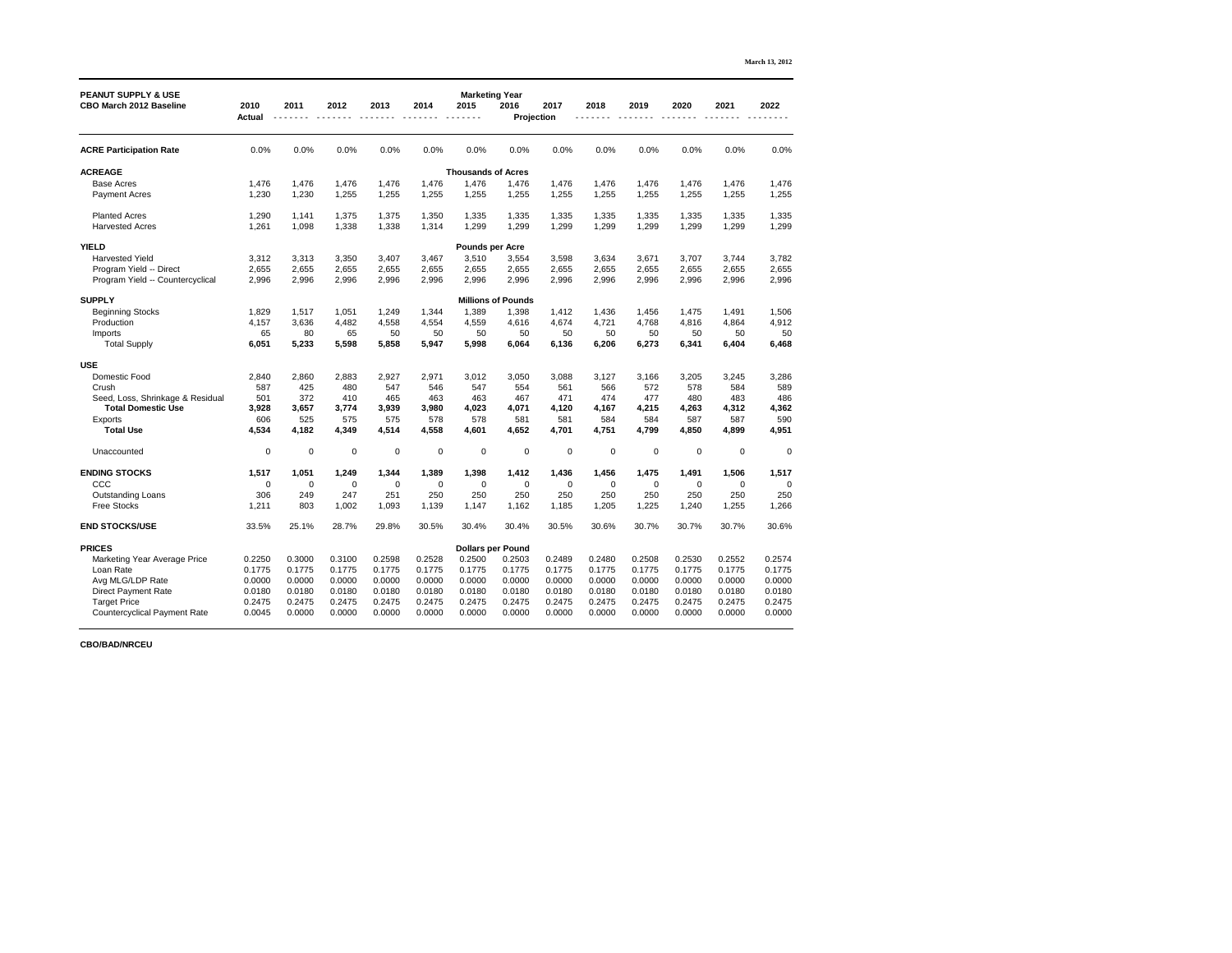March 13, 2012

| PEANUT SUPPLY & USE CBO March 2012 Baseline | 2010 Actual | 2011 | 2012 | 2013 | 2014 | 2015 | 2016 | 2017 | 2018 | 2019 | 2020 | 2021 | 2022 |
|---|---|---|---|---|---|---|---|---|---|---|---|---|---|
| | | Marketing Year Projection | | | | | | | | | | | |
| **ACRE Participation Rate** | 0.0% | 0.0% | 0.0% | 0.0% | 0.0% | 0.0% | 0.0% | 0.0% | 0.0% | 0.0% | 0.0% | 0.0% | 0.0% |
| **ACREAGE** | | | | | | **Thousands of Acres** | | | | | | | |
| Base Acres | 1,476 | 1,476 | 1,476 | 1,476 | 1,476 | 1,476 | 1,476 | 1,476 | 1,476 | 1,476 | 1,476 | 1,476 | 1,476 |
| Payment Acres | 1,230 | 1,230 | 1,255 | 1,255 | 1,255 | 1,255 | 1,255 | 1,255 | 1,255 | 1,255 | 1,255 | 1,255 | 1,255 |
| Planted Acres | 1,290 | 1,141 | 1,375 | 1,375 | 1,350 | 1,335 | 1,335 | 1,335 | 1,335 | 1,335 | 1,335 | 1,335 | 1,335 |
| Harvested Acres | 1,261 | 1,098 | 1,338 | 1,338 | 1,314 | 1,299 | 1,299 | 1,299 | 1,299 | 1,299 | 1,299 | 1,299 | 1,299 |
| **YIELD** | | | | | | **Pounds per Acre** | | | | | | | |
| Harvested Yield | 3,312 | 3,313 | 3,350 | 3,407 | 3,467 | 3,510 | 3,554 | 3,598 | 3,634 | 3,671 | 3,707 | 3,744 | 3,782 |
| Program Yield -- Direct | 2,655 | 2,655 | 2,655 | 2,655 | 2,655 | 2,655 | 2,655 | 2,655 | 2,655 | 2,655 | 2,655 | 2,655 | 2,655 |
| Program Yield -- Countercyclical | 2,996 | 2,996 | 2,996 | 2,996 | 2,996 | 2,996 | 2,996 | 2,996 | 2,996 | 2,996 | 2,996 | 2,996 | 2,996 |
| **SUPPLY** | | | | | | **Millions of Pounds** | | | | | | | |
| Beginning Stocks | 1,829 | 1,517 | 1,051 | 1,249 | 1,344 | 1,389 | 1,398 | 1,412 | 1,436 | 1,456 | 1,475 | 1,491 | 1,506 |
| Production | 4,157 | 3,636 | 4,482 | 4,558 | 4,554 | 4,559 | 4,616 | 4,674 | 4,721 | 4,768 | 4,816 | 4,864 | 4,912 |
| Imports | 65 | 80 | 65 | 50 | 50 | 50 | 50 | 50 | 50 | 50 | 50 | 50 | 50 |
| **Total Supply** | **6,051** | **5,233** | **5,598** | **5,858** | **5,947** | **5,998** | **6,064** | **6,136** | **6,206** | **6,273** | **6,341** | **6,404** | **6,468** |
| **USE** | | | | | | | | | | | | | |
| Domestic Food | 2,840 | 2,860 | 2,883 | 2,927 | 2,971 | 3,012 | 3,050 | 3,088 | 3,127 | 3,166 | 3,205 | 3,245 | 3,286 |
| Crush | 587 | 425 | 480 | 547 | 546 | 547 | 554 | 561 | 566 | 572 | 578 | 584 | 589 |
| Seed, Loss, Shrinkage & Residual | 501 | 372 | 410 | 465 | 463 | 463 | 467 | 471 | 474 | 477 | 480 | 483 | 486 |
| **Total Domestic Use** | **3,928** | **3,657** | **3,774** | **3,939** | **3,980** | **4,023** | **4,071** | **4,120** | **4,167** | **4,215** | **4,263** | **4,312** | **4,362** |
| Exports | 606 | 525 | 575 | 575 | 578 | 578 | 581 | 581 | 584 | 584 | 587 | 587 | 590 |
| **Total Use** | **4,534** | **4,182** | **4,349** | **4,514** | **4,558** | **4,601** | **4,652** | **4,701** | **4,751** | **4,799** | **4,850** | **4,899** | **4,951** |
| Unaccounted | 0 | 0 | 0 | 0 | 0 | 0 | 0 | 0 | 0 | 0 | 0 | 0 | 0 |
| **ENDING STOCKS** | **1,517** | **1,051** | **1,249** | **1,344** | **1,389** | **1,398** | **1,412** | **1,436** | **1,456** | **1,475** | **1,491** | **1,506** | **1,517** |
| CCC | 0 | 0 | 0 | 0 | 0 | 0 | 0 | 0 | 0 | 0 | 0 | 0 | 0 |
| Outstanding Loans | 306 | 249 | 247 | 251 | 250 | 250 | 250 | 250 | 250 | 250 | 250 | 250 | 250 |
| Free Stocks | 1,211 | 803 | 1,002 | 1,093 | 1,139 | 1,147 | 1,162 | 1,185 | 1,205 | 1,225 | 1,240 | 1,255 | 1,266 |
| **END STOCKS/USE** | 33.5% | 25.1% | 28.7% | 29.8% | 30.5% | 30.4% | 30.4% | 30.5% | 30.6% | 30.7% | 30.7% | 30.7% | 30.6% |
| **PRICES** | | | | | | **Dollars per Pound** | | | | | | | |
| Marketing Year Average Price | 0.2250 | 0.3000 | 0.3100 | 0.2598 | 0.2528 | 0.2500 | 0.2503 | 0.2489 | 0.2480 | 0.2508 | 0.2530 | 0.2552 | 0.2574 |
| Loan Rate | 0.1775 | 0.1775 | 0.1775 | 0.1775 | 0.1775 | 0.1775 | 0.1775 | 0.1775 | 0.1775 | 0.1775 | 0.1775 | 0.1775 | 0.1775 |
| Avg MLG/LDP Rate | 0.0000 | 0.0000 | 0.0000 | 0.0000 | 0.0000 | 0.0000 | 0.0000 | 0.0000 | 0.0000 | 0.0000 | 0.0000 | 0.0000 | 0.0000 |
| Direct Payment Rate | 0.0180 | 0.0180 | 0.0180 | 0.0180 | 0.0180 | 0.0180 | 0.0180 | 0.0180 | 0.0180 | 0.0180 | 0.0180 | 0.0180 | 0.0180 |
| Target Price | 0.2475 | 0.2475 | 0.2475 | 0.2475 | 0.2475 | 0.2475 | 0.2475 | 0.2475 | 0.2475 | 0.2475 | 0.2475 | 0.2475 | 0.2475 |
| Countercyclical Payment Rate | 0.0045 | 0.0000 | 0.0000 | 0.0000 | 0.0000 | 0.0000 | 0.0000 | 0.0000 | 0.0000 | 0.0000 | 0.0000 | 0.0000 | 0.0000 |

CBO/BAD/NRCEU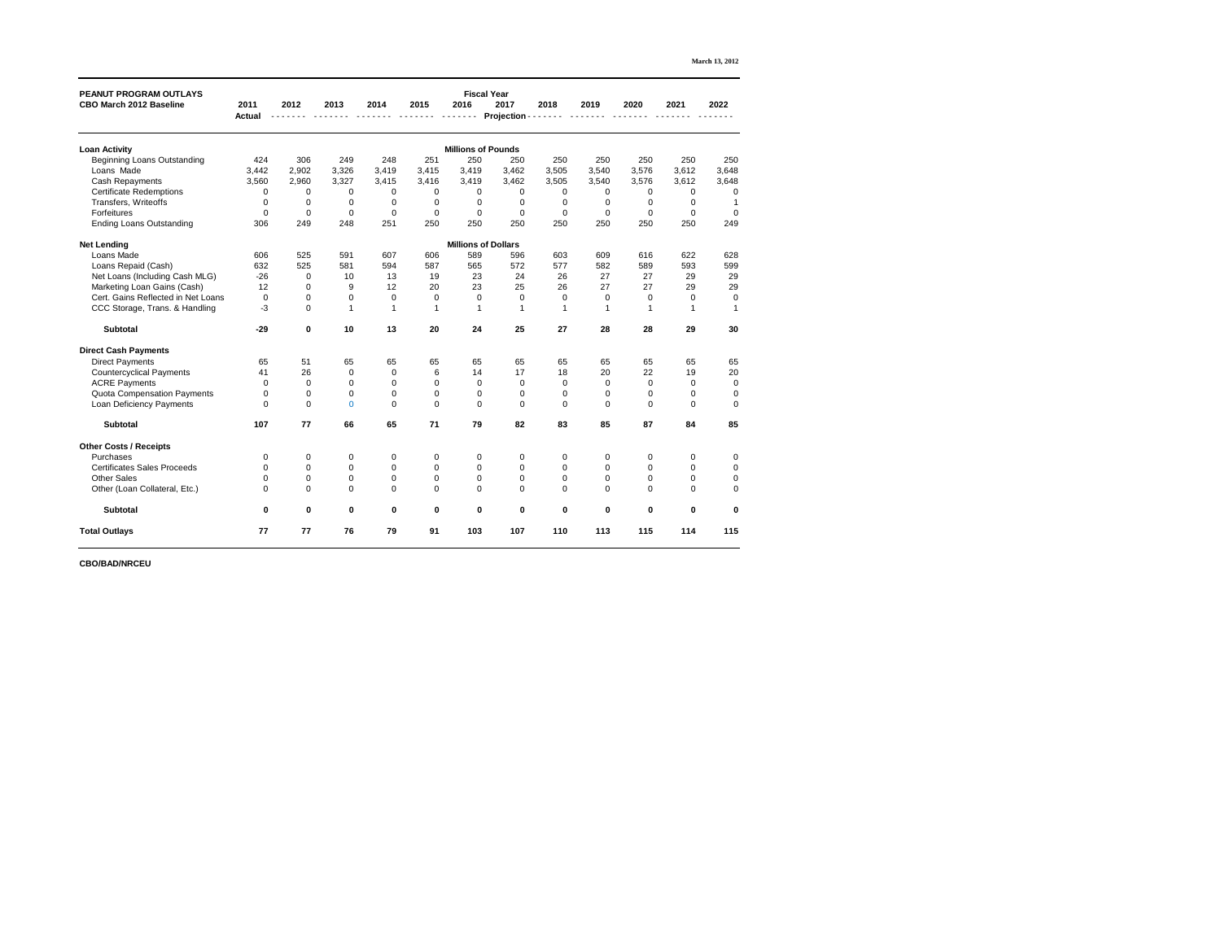March 13, 2012

| PEANUT PROGRAM OUTLAYS<br>CBO March 2012 Baseline | 2011<br>Actual | 2012 | 2013 | 2014 | 2015 | 2016 | Fiscal Year<br>2017<br>Projection | 2018 | 2019 | 2020 | 2021 | 2022 |
|---|---|---|---|---|---|---|---|---|---|---|---|---|
| **Loan Activity** | | | | | | **Millions of Pounds** | | | | | | |
| Beginning Loans Outstanding | 424 | 306 | 249 | 248 | 251 | 250 | 250 | 250 | 250 | 250 | 250 | 250 |
| Loans Made | 3,442 | 2,902 | 3,326 | 3,419 | 3,415 | 3,419 | 3,462 | 3,505 | 3,540 | 3,576 | 3,612 | 3,648 |
| Cash Repayments | 3,560 | 2,960 | 3,327 | 3,415 | 3,416 | 3,419 | 3,462 | 3,505 | 3,540 | 3,576 | 3,612 | 3,648 |
| Certificate Redemptions | 0 | 0 | 0 | 0 | 0 | 0 | 0 | 0 | 0 | 0 | 0 | 0 |
| Transfers, Writeoffs | 0 | 0 | 0 | 0 | 0 | 0 | 0 | 0 | 0 | 0 | 0 | 1 |
| Forfeitures | 0 | 0 | 0 | 0 | 0 | 0 | 0 | 0 | 0 | 0 | 0 | 0 |
| Ending Loans Outstanding | 306 | 249 | 248 | 251 | 250 | 250 | 250 | 250 | 250 | 250 | 250 | 249 |
| **Net Lending** | | | | | | **Millions of Dollars** | | | | | | |
| Loans Made | 606 | 525 | 591 | 607 | 606 | 589 | 596 | 603 | 609 | 616 | 622 | 628 |
| Loans Repaid (Cash) | 632 | 525 | 581 | 594 | 587 | 565 | 572 | 577 | 582 | 589 | 593 | 599 |
| Net Loans (Including Cash MLG) | -26 | 0 | 10 | 13 | 19 | 23 | 24 | 26 | 27 | 27 | 29 | 29 |
| Marketing Loan Gains (Cash) | 12 | 0 | 9 | 12 | 20 | 23 | 25 | 26 | 27 | 27 | 29 | 29 |
| Cert. Gains Reflected in Net Loans | 0 | 0 | 0 | 0 | 0 | 0 | 0 | 0 | 0 | 0 | 0 | 0 |
| CCC Storage, Trans. & Handling | -3 | 0 | 1 | 1 | 1 | 1 | 1 | 1 | 1 | 1 | 1 | 1 |
| **Subtotal** | **-29** | **0** | **10** | **13** | **20** | **24** | **25** | **27** | **28** | **28** | **29** | **30** |
| **Direct Cash Payments** | | | | | | | | | | | | |
| Direct Payments | 65 | 51 | 65 | 65 | 65 | 65 | 65 | 65 | 65 | 65 | 65 | 65 |
| Countercyclical Payments | 41 | 26 | 0 | 0 | 6 | 14 | 17 | 18 | 20 | 22 | 19 | 20 |
| ACRE Payments | 0 | 0 | 0 | 0 | 0 | 0 | 0 | 0 | 0 | 0 | 0 | 0 |
| Quota Compensation Payments | 0 | 0 | 0 | 0 | 0 | 0 | 0 | 0 | 0 | 0 | 0 | 0 |
| Loan Deficiency Payments | 0 | 0 | 0 | 0 | 0 | 0 | 0 | 0 | 0 | 0 | 0 | 0 |
| **Subtotal** | **107** | **77** | **66** | **65** | **71** | **79** | **82** | **83** | **85** | **87** | **84** | **85** |
| **Other Costs / Receipts** | | | | | | | | | | | | |
| Purchases | 0 | 0 | 0 | 0 | 0 | 0 | 0 | 0 | 0 | 0 | 0 | 0 |
| Certificates Sales Proceeds | 0 | 0 | 0 | 0 | 0 | 0 | 0 | 0 | 0 | 0 | 0 | 0 |
| Other Sales | 0 | 0 | 0 | 0 | 0 | 0 | 0 | 0 | 0 | 0 | 0 | 0 |
| Other (Loan Collateral, Etc.) | 0 | 0 | 0 | 0 | 0 | 0 | 0 | 0 | 0 | 0 | 0 | 0 |
| **Subtotal** | **0** | **0** | **0** | **0** | **0** | **0** | **0** | **0** | **0** | **0** | **0** | **0** |
| **Total Outlays** | **77** | **77** | **76** | **79** | **91** | **103** | **107** | **110** | **113** | **115** | **114** | **115** |

**CBO/BAD/NRCEU**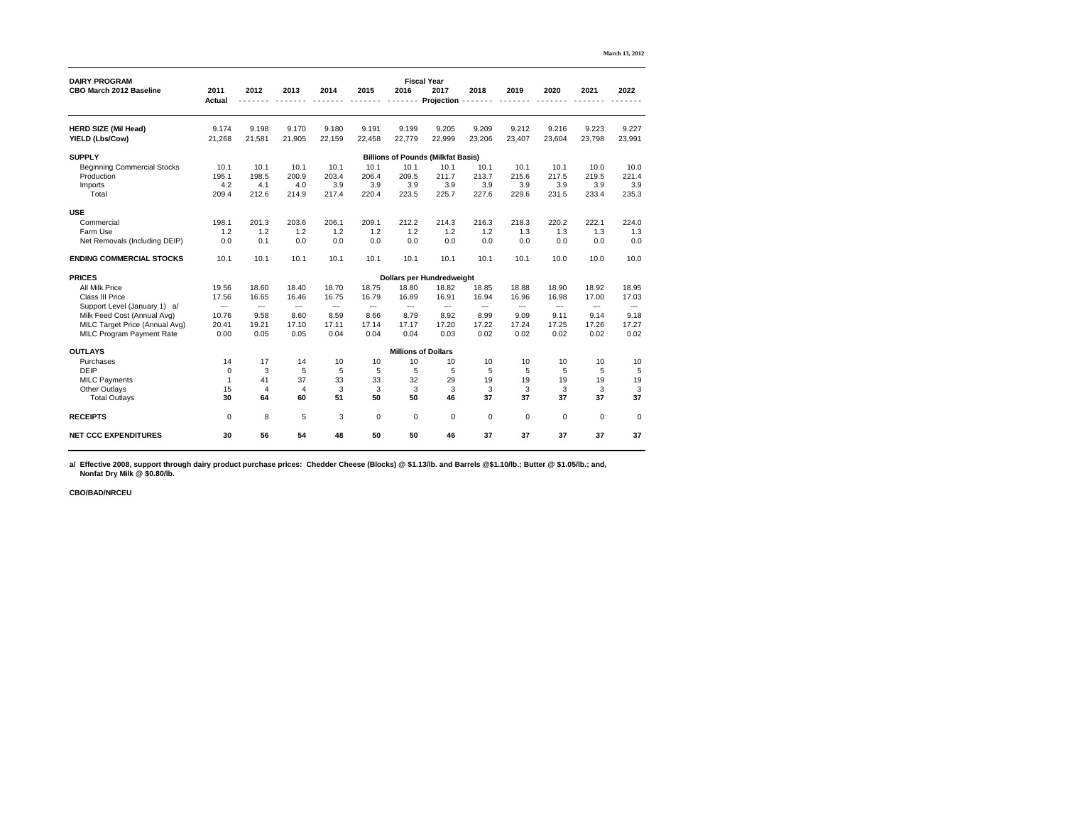March 13, 2012

| DAIRY PROGRAM<br>CBO March 2012 Baseline | 2011<br>Actual | 2012 | 2013 | 2014 | 2015 | 2016 | 2017 | 2018 | 2019 | 2020 | 2021 | 2022 |
|---|---|---|---|---|---|---|---|---|---|---|---|---|
| | | | | | | Fiscal Year | Projection | | | | | |
| **HERD SIZE (Mil Head)** | 9.174 | 9.198 | 9.170 | 9.180 | 9.191 | 9.199 | 9.205 | 9.209 | 9.212 | 9.216 | 9.223 | 9.227 |
| **YIELD (Lbs/Cow)** | 21,268 | 21,581 | 21,905 | 22,159 | 22,458 | 22,779 | 22,999 | 23,206 | 23,407 | 23,604 | 23,798 | 23,991 |
| **SUPPLY** | | | | | | Billions of Pounds (Milkfat Basis) | | | | | | |
| Beginning Commercial Stocks | 10.1 | 10.1 | 10.1 | 10.1 | 10.1 | 10.1 | 10.1 | 10.1 | 10.1 | 10.1 | 10.0 | 10.0 |
| Production | 195.1 | 198.5 | 200.9 | 203.4 | 206.4 | 209.5 | 211.7 | 213.7 | 215.6 | 217.5 | 219.5 | 221.4 |
| Imports | 4.2 | 4.1 | 4.0 | 3.9 | 3.9 | 3.9 | 3.9 | 3.9 | 3.9 | 3.9 | 3.9 | 3.9 |
| Total | 209.4 | 212.6 | 214.9 | 217.4 | 220.4 | 223.5 | 225.7 | 227.6 | 229.6 | 231.5 | 233.4 | 235.3 |
| **USE** | | | | | | | | | | | | |
| Commercial | 198.1 | 201.3 | 203.6 | 206.1 | 209.1 | 212.2 | 214.3 | 216.3 | 218.3 | 220.2 | 222.1 | 224.0 |
| Farm Use | 1.2 | 1.2 | 1.2 | 1.2 | 1.2 | 1.2 | 1.2 | 1.2 | 1.3 | 1.3 | 1.3 | 1.3 |
| Net Removals (Including DEIP) | 0.0 | 0.1 | 0.0 | 0.0 | 0.0 | 0.0 | 0.0 | 0.0 | 0.0 | 0.0 | 0.0 | 0.0 |
| **ENDING COMMERCIAL STOCKS** | 10.1 | 10.1 | 10.1 | 10.1 | 10.1 | 10.1 | 10.1 | 10.1 | 10.1 | 10.0 | 10.0 | 10.0 |
| **PRICES** | | | | | | Dollars per Hundredweight | | | | | | |
| All Milk Price | 19.56 | 18.60 | 18.40 | 18.70 | 18.75 | 18.80 | 18.82 | 18.85 | 18.88 | 18.90 | 18.92 | 18.95 |
| Class III Price | 17.56 | 16.65 | 16.46 | 16.75 | 16.79 | 16.89 | 16.91 | 16.94 | 16.96 | 16.98 | 17.00 | 17.03 |
| Support Level (January 1) a/ | --- | --- | --- | --- | --- | --- | --- | --- | --- | --- | --- | --- |
| Milk Feed Cost (Annual Avg) | 10.76 | 9.58 | 8.60 | 8.59 | 8.66 | 8.79 | 8.92 | 8.99 | 9.09 | 9.11 | 9.14 | 9.18 |
| MILC Target Price (Annual Avg) | 20.41 | 19.21 | 17.10 | 17.11 | 17.14 | 17.17 | 17.20 | 17.22 | 17.24 | 17.25 | 17.26 | 17.27 |
| MILC Program Payment Rate | 0.00 | 0.05 | 0.05 | 0.04 | 0.04 | 0.04 | 0.03 | 0.02 | 0.02 | 0.02 | 0.02 | 0.02 |
| **OUTLAYS** | | | | | | Millions of Dollars | | | | | | |
| Purchases | 14 | 17 | 14 | 10 | 10 | 10 | 10 | 10 | 10 | 10 | 10 | 10 |
| DEIP | 0 | 3 | 5 | 5 | 5 | 5 | 5 | 5 | 5 | 5 | 5 | 5 |
| MILC Payments | 1 | 41 | 37 | 33 | 33 | 32 | 29 | 19 | 19 | 19 | 19 | 19 |
| Other Outlays | 15 | 4 | 4 | 3 | 3 | 3 | 3 | 3 | 3 | 3 | 3 | 3 |
| **Total Outlays** | **30** | **64** | **60** | **51** | **50** | **50** | **46** | **37** | **37** | **37** | **37** | **37** |
| **RECEIPTS** | 0 | 8 | 5 | 3 | 0 | 0 | 0 | 0 | 0 | 0 | 0 | 0 |
| **NET CCC EXPENDITURES** | **30** | **56** | **54** | **48** | **50** | **50** | **46** | **37** | **37** | **37** | **37** | **37** |

**a/ Effective 2008, support through dairy product purchase prices: Chedder Cheese (Blocks) @ $1.13/lb. and Barrels @$1.10/lb.; Butter @ $1.05/lb.; and, Nonfat Dry Milk @ $0.80/lb.**

**CBO/BAD/NRCEU**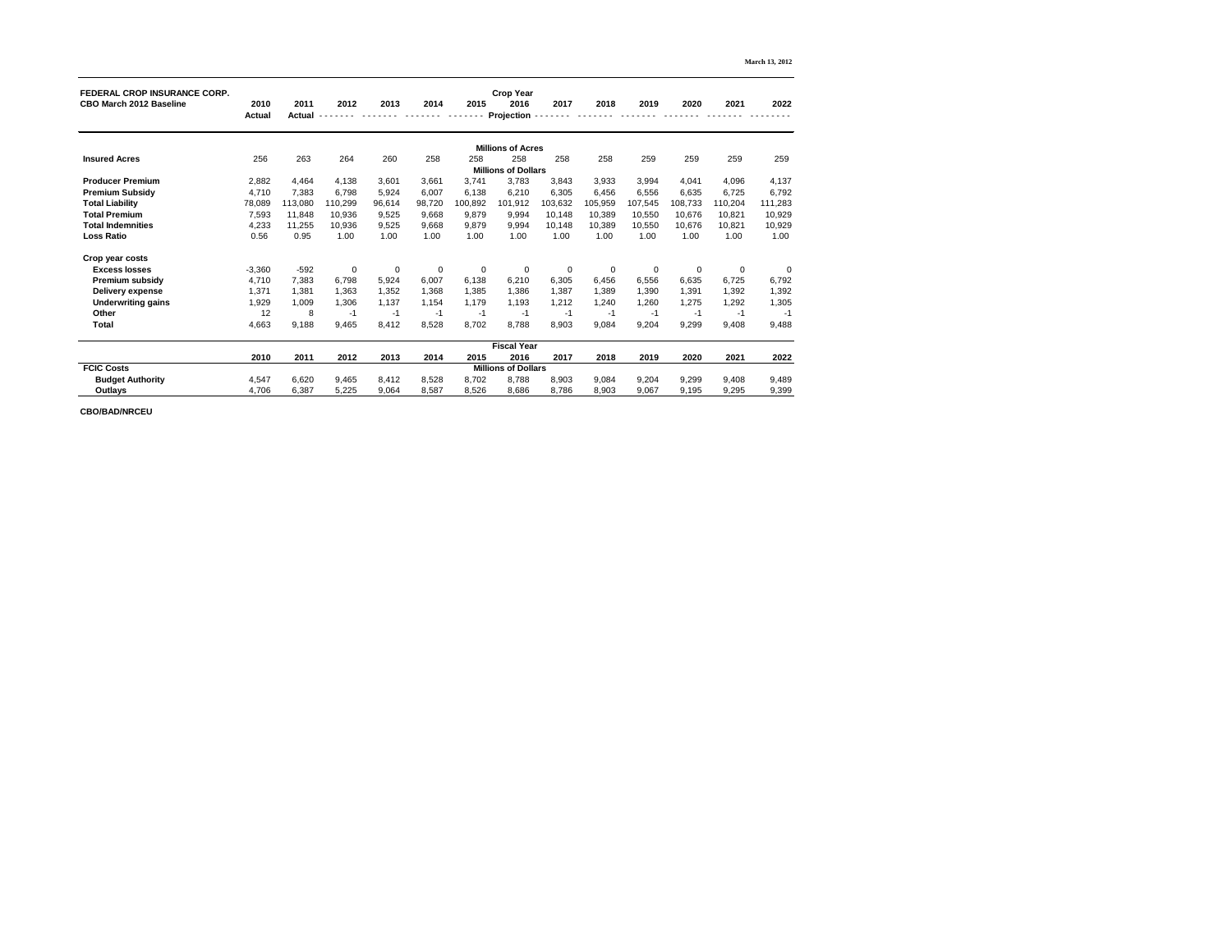March 13, 2012

| FEDERAL CROP INSURANCE CORP.<br>CBO March 2012 Baseline | 2010<br>Actual | 2011<br>Actual | 2012 | 2013 | 2014 | 2015 | Crop Year<br>2016<br>Projection | 2017 | 2018 | 2019 | 2020 | 2021 | 2022 |
|---|---|---|---|---|---|---|---|---|---|---|---|---|---|
| | | | | | | | **Millions of Acres** | | | | | | |
| **Insured Acres** | 256 | 263 | 264 | 260 | 258 | 258 | 258 | 258 | 258 | 259 | 259 | 259 | 259 |
| | | | | | | | **Millions of Dollars** | | | | | | |
| **Producer Premium** | 2,882 | 4,464 | 4,138 | 3,601 | 3,661 | 3,741 | 3,783 | 3,843 | 3,933 | 3,994 | 4,041 | 4,096 | 4,137 |
| **Premium Subsidy** | 4,710 | 7,383 | 6,798 | 5,924 | 6,007 | 6,138 | 6,210 | 6,305 | 6,456 | 6,556 | 6,635 | 6,725 | 6,792 |
| **Total Liability** | 78,089 | 113,080 | 110,299 | 96,614 | 98,720 | 100,892 | 101,912 | 103,632 | 105,959 | 107,545 | 108,733 | 110,204 | 111,283 |
| **Total Premium** | 7,593 | 11,848 | 10,936 | 9,525 | 9,668 | 9,879 | 9,994 | 10,148 | 10,389 | 10,550 | 10,676 | 10,821 | 10,929 |
| **Total Indemnities** | 4,233 | 11,255 | 10,936 | 9,525 | 9,668 | 9,879 | 9,994 | 10,148 | 10,389 | 10,550 | 10,676 | 10,821 | 10,929 |
| **Loss Ratio** | 0.56 | 0.95 | 1.00 | 1.00 | 1.00 | 1.00 | 1.00 | 1.00 | 1.00 | 1.00 | 1.00 | 1.00 | 1.00 |
| **Crop year costs** | | | | | | | | | | | | | |
| **Excess losses** | -3,360 | -592 | 0 | 0 | 0 | 0 | 0 | 0 | 0 | 0 | 0 | 0 | 0 |
| **Premium subsidy** | 4,710 | 7,383 | 6,798 | 5,924 | 6,007 | 6,138 | 6,210 | 6,305 | 6,456 | 6,556 | 6,635 | 6,725 | 6,792 |
| **Delivery expense** | 1,371 | 1,381 | 1,363 | 1,352 | 1,368 | 1,385 | 1,386 | 1,387 | 1,389 | 1,390 | 1,391 | 1,392 | 1,392 |
| **Underwriting gains** | 1,929 | 1,009 | 1,306 | 1,137 | 1,154 | 1,179 | 1,193 | 1,212 | 1,240 | 1,260 | 1,275 | 1,292 | 1,305 |
| **Other** | 12 | 8 | -1 | -1 | -1 | -1 | -1 | -1 | -1 | -1 | -1 | -1 | -1 |
| **Total** | 4,663 | 9,188 | 9,465 | 8,412 | 8,528 | 8,702 | 8,788 | 8,903 | 9,084 | 9,204 | 9,299 | 9,408 | 9,488 |

| | 2010 | 2011 | 2012 | 2013 | 2014 | 2015 | Fiscal Year<br>2016 | 2017 | 2018 | 2019 | 2020 | 2021 | 2022 |
|---|---|---|---|---|---|---|---|---|---|---|---|---|---|
| **FCIC Costs** | | | | | | | **Millions of Dollars** | | | | | | |
| **Budget Authority** | 4,547 | 6,620 | 9,465 | 8,412 | 8,528 | 8,702 | 8,788 | 8,903 | 9,084 | 9,204 | 9,299 | 9,408 | 9,489 |
| **Outlays** | 4,706 | 6,387 | 5,225 | 9,064 | 8,587 | 8,526 | 8,686 | 8,786 | 8,903 | 9,067 | 9,195 | 9,295 | 9,399 |

**CBO/BAD/NRCEU**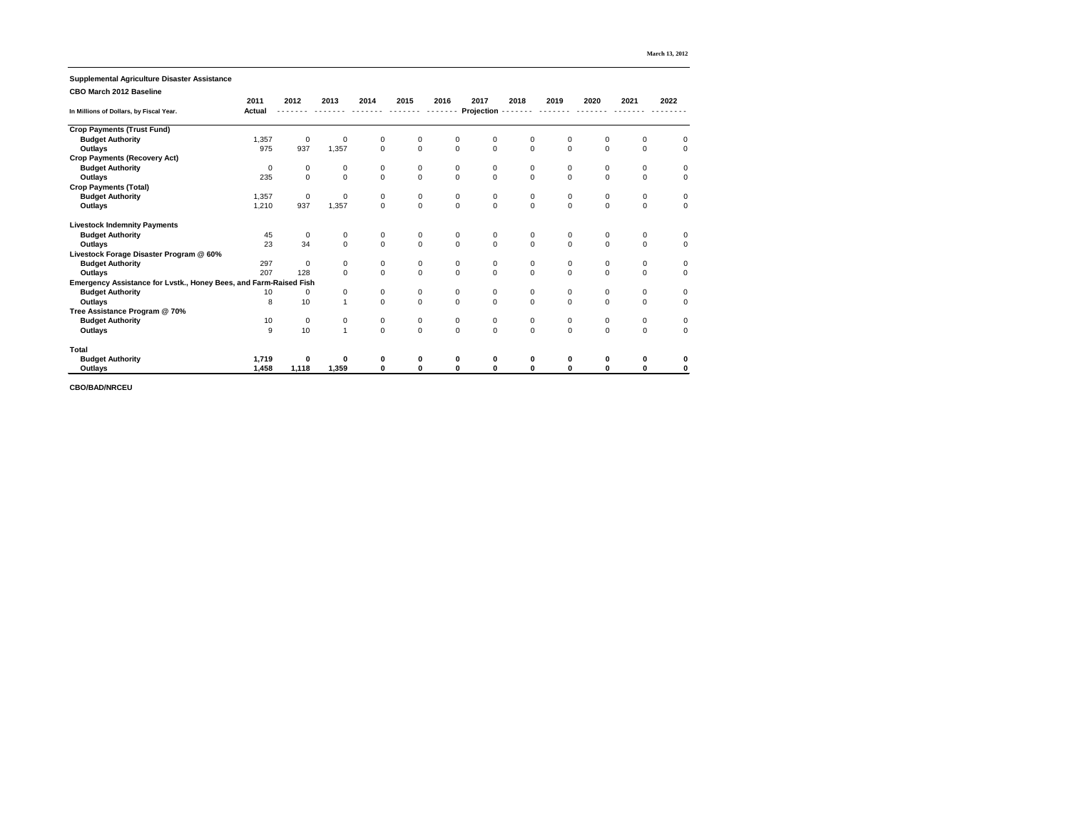March 13, 2012

**Supplemental Agriculture Disaster Assistance**

**CBO March 2012 Baseline**

| In Millions of Dollars, by Fiscal Year. | 2011 Actual | 2012 | 2013 | 2014 | 2015 | 2016 | 2017 Projection | 2018 | 2019 | 2020 | 2021 | 2022 |
|---|---|---|---|---|---|---|---|---|---|---|---|---|
| **Crop Payments (Trust Fund)** | | | | | | | | | | | | |
| **Budget Authority** | 1,357 | 0 | 0 | 0 | 0 | 0 | 0 | 0 | 0 | 0 | 0 | 0 |
| **Outlays** | 975 | 937 | 1,357 | 0 | 0 | 0 | 0 | 0 | 0 | 0 | 0 | 0 |
| **Crop Payments (Recovery Act)** | | | | | | | | | | | | |
| **Budget Authority** | 0 | 0 | 0 | 0 | 0 | 0 | 0 | 0 | 0 | 0 | 0 | 0 |
| **Outlays** | 235 | 0 | 0 | 0 | 0 | 0 | 0 | 0 | 0 | 0 | 0 | 0 |
| **Crop Payments (Total)** | | | | | | | | | | | | |
| **Budget Authority** | 1,357 | 0 | 0 | 0 | 0 | 0 | 0 | 0 | 0 | 0 | 0 | 0 |
| **Outlays** | 1,210 | 937 | 1,357 | 0 | 0 | 0 | 0 | 0 | 0 | 0 | 0 | 0 |
| **Livestock Indemnity Payments** | | | | | | | | | | | | |
| **Budget Authority** | 45 | 0 | 0 | 0 | 0 | 0 | 0 | 0 | 0 | 0 | 0 | 0 |
| **Outlays** | 23 | 34 | 0 | 0 | 0 | 0 | 0 | 0 | 0 | 0 | 0 | 0 |
| **Livestock Forage Disaster Program @ 60%** | | | | | | | | | | | | |
| **Budget Authority** | 297 | 0 | 0 | 0 | 0 | 0 | 0 | 0 | 0 | 0 | 0 | 0 |
| **Outlays** | 207 | 128 | 0 | 0 | 0 | 0 | 0 | 0 | 0 | 0 | 0 | 0 |
| **Emergency Assistance for Lvstk., Honey Bees, and Farm-Raised Fish** | | | | | | | | | | | | |
| **Budget Authority** | 10 | 0 | 0 | 0 | 0 | 0 | 0 | 0 | 0 | 0 | 0 | 0 |
| **Outlays** | 8 | 10 | 1 | 0 | 0 | 0 | 0 | 0 | 0 | 0 | 0 | 0 |
| **Tree Assistance Program @ 70%** | | | | | | | | | | | | |
| **Budget Authority** | 10 | 0 | 0 | 0 | 0 | 0 | 0 | 0 | 0 | 0 | 0 | 0 |
| **Outlays** | 9 | 10 | 1 | 0 | 0 | 0 | 0 | 0 | 0 | 0 | 0 | 0 |
| **Total** | | | | | | | | | | | | |
| **Budget Authority** | **1,719** | **0** | **0** | **0** | **0** | **0** | **0** | **0** | **0** | **0** | **0** | **0** |
| **Outlays** | **1,458** | **1,118** | **1,359** | **0** | **0** | **0** | **0** | **0** | **0** | **0** | **0** | **0** |

**CBO/BAD/NRCEU**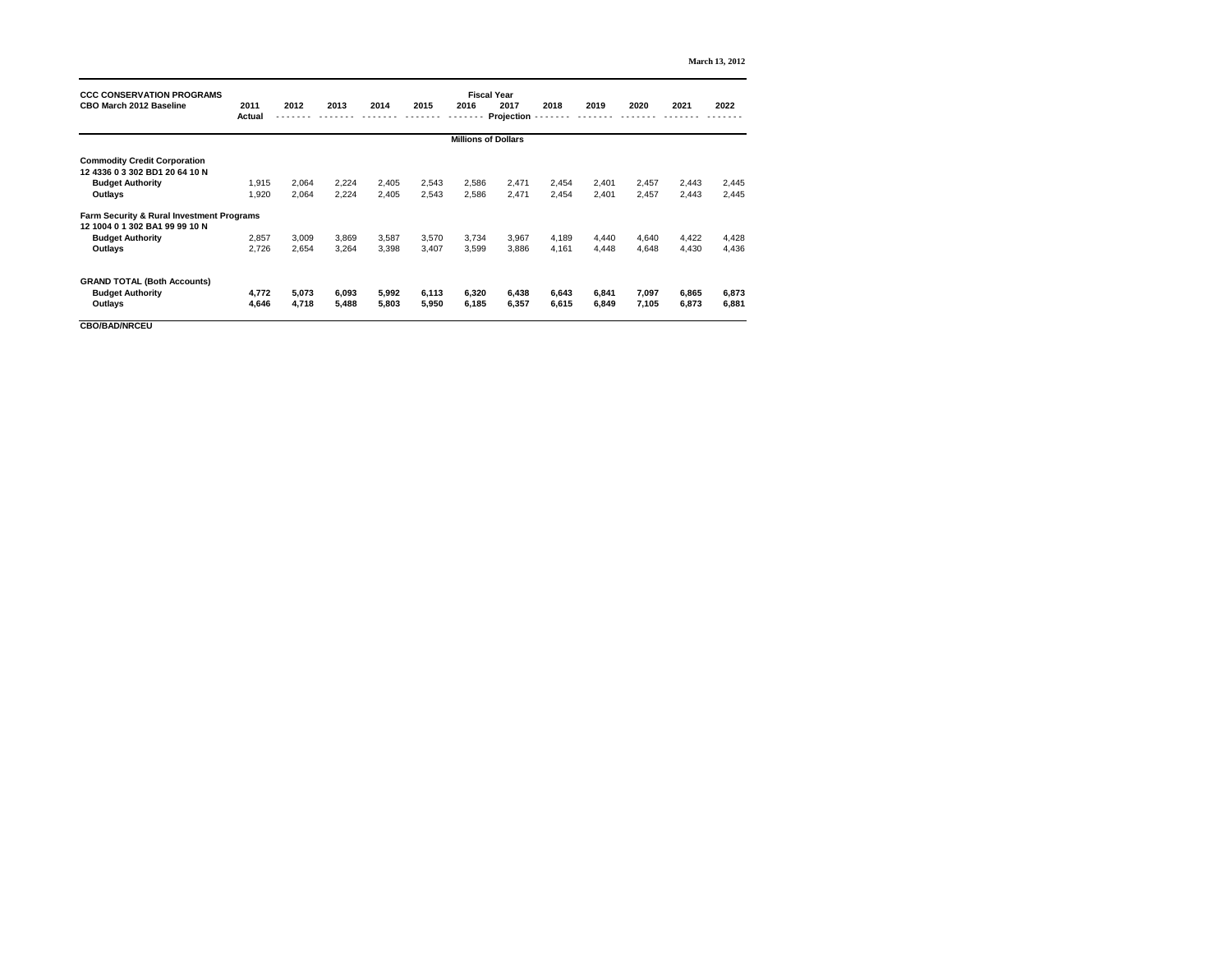March 13, 2012

| CCC CONSERVATION PROGRAMS<br>CBO March 2012 Baseline | 2011<br>Actual | 2012 | 2013 | 2014 | 2015 | 2016 | 2017 | 2018 | 2019 | 2020 | 2021 | 2022 |
|---|---|---|---|---|---|---|---|---|---|---|---|---|
| | | | | | | Fiscal Year | Projection | | | | | |
| | | | | | | Millions of Dollars | | | | | | |
| **Commodity Credit Corporation**<br>**12 4336 0 3 302 BD1 20 64 10 N** | | | | | | | | | | | | |
| **Budget Authority** | 1,915 | 2,064 | 2,224 | 2,405 | 2,543 | 2,586 | 2,471 | 2,454 | 2,401 | 2,457 | 2,443 | 2,445 |
| **Outlays** | 1,920 | 2,064 | 2,224 | 2,405 | 2,543 | 2,586 | 2,471 | 2,454 | 2,401 | 2,457 | 2,443 | 2,445 |
| **Farm Security & Rural Investment Programs**<br>**12 1004 0 1 302 BA1 99 99 10 N** | | | | | | | | | | | | |
| **Budget Authority** | 2,857 | 3,009 | 3,869 | 3,587 | 3,570 | 3,734 | 3,967 | 4,189 | 4,440 | 4,640 | 4,422 | 4,428 |
| **Outlays** | 2,726 | 2,654 | 3,264 | 3,398 | 3,407 | 3,599 | 3,886 | 4,161 | 4,448 | 4,648 | 4,430 | 4,436 |
| **GRAND TOTAL (Both Accounts)** | | | | | | | | | | | | |
| **Budget Authority** | **4,772** | **5,073** | **6,093** | **5,992** | **6,113** | **6,320** | **6,438** | **6,643** | **6,841** | **7,097** | **6,865** | **6,873** |
| **Outlays** | **4,646** | **4,718** | **5,488** | **5,803** | **5,950** | **6,185** | **6,357** | **6,615** | **6,849** | **7,105** | **6,873** | **6,881** |

**CBO/BAD/NRCEU**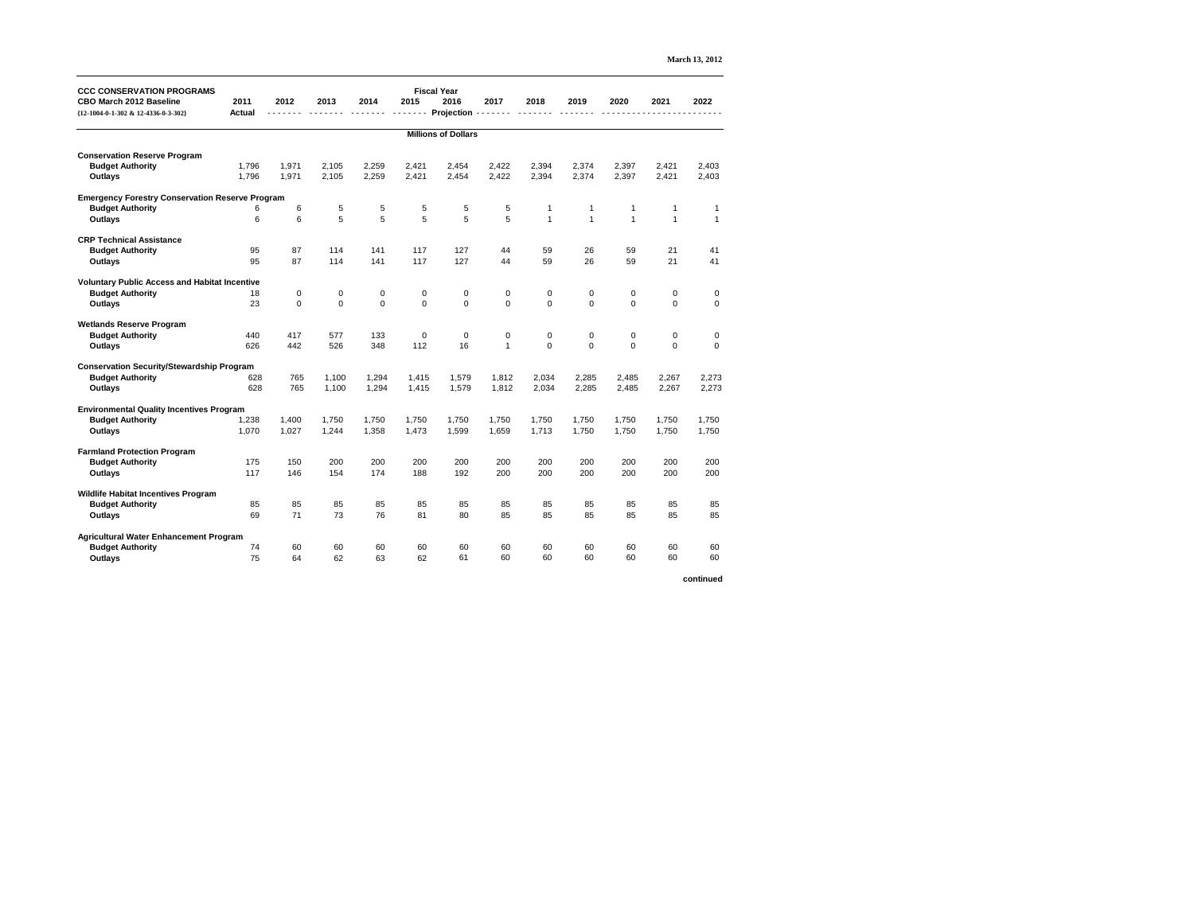March 13, 2012

| CCC CONSERVATION PROGRAMS<br>CBO March 2012 Baseline<br>{12-1004-0-1-302 & 12-4336-0-3-302} | 2011<br>Actual | 2012 | 2013 | 2014 | 2015 | 2016 | 2017 | 2018 | 2019 | 2020 | 2021 | 2022 |
|---|---|---|---|---|---|---|---|---|---|---|---|---|
| | | | | | | Fiscal Year<br>Projection | | | | | | |
| | | | | | | Millions of Dollars | | | | | | |
| **Conservation Reserve Program** | | | | | | | | | | | | |
| **Budget Authority** | 1,796 | 1,971 | 2,105 | 2,259 | 2,421 | 2,454 | 2,422 | 2,394 | 2,374 | 2,397 | 2,421 | 2,403 |
| **Outlays** | 1,796 | 1,971 | 2,105 | 2,259 | 2,421 | 2,454 | 2,422 | 2,394 | 2,374 | 2,397 | 2,421 | 2,403 |
| **Emergency Forestry Conservation Reserve Program** | | | | | | | | | | | | |
| **Budget Authority** | 6 | 6 | 5 | 5 | 5 | 5 | 5 | 1 | 1 | 1 | 1 | 1 |
| **Outlays** | 6 | 6 | 5 | 5 | 5 | 5 | 5 | 1 | 1 | 1 | 1 | 1 |
| **CRP Technical Assistance** | | | | | | | | | | | | |
| **Budget Authority** | 95 | 87 | 114 | 141 | 117 | 127 | 44 | 59 | 26 | 59 | 21 | 41 |
| **Outlays** | 95 | 87 | 114 | 141 | 117 | 127 | 44 | 59 | 26 | 59 | 21 | 41 |
| **Voluntary Public Access and Habitat Incentive** | | | | | | | | | | | | |
| **Budget Authority** | 18 | 0 | 0 | 0 | 0 | 0 | 0 | 0 | 0 | 0 | 0 | 0 |
| **Outlays** | 23 | 0 | 0 | 0 | 0 | 0 | 0 | 0 | 0 | 0 | 0 | 0 |
| **Wetlands Reserve Program** | | | | | | | | | | | | |
| **Budget Authority** | 440 | 417 | 577 | 133 | 0 | 0 | 0 | 0 | 0 | 0 | 0 | 0 |
| **Outlays** | 626 | 442 | 526 | 348 | 112 | 16 | 1 | 0 | 0 | 0 | 0 | 0 |
| **Conservation Security/Stewardship Program** | | | | | | | | | | | | |
| **Budget Authority** | 628 | 765 | 1,100 | 1,294 | 1,415 | 1,579 | 1,812 | 2,034 | 2,285 | 2,485 | 2,267 | 2,273 |
| **Outlays** | 628 | 765 | 1,100 | 1,294 | 1,415 | 1,579 | 1,812 | 2,034 | 2,285 | 2,485 | 2,267 | 2,273 |
| **Environmental Quality Incentives Program** | | | | | | | | | | | | |
| **Budget Authority** | 1,238 | 1,400 | 1,750 | 1,750 | 1,750 | 1,750 | 1,750 | 1,750 | 1,750 | 1,750 | 1,750 | 1,750 |
| **Outlays** | 1,070 | 1,027 | 1,244 | 1,358 | 1,473 | 1,599 | 1,659 | 1,713 | 1,750 | 1,750 | 1,750 | 1,750 |
| **Farmland Protection Program** | | | | | | | | | | | | |
| **Budget Authority** | 175 | 150 | 200 | 200 | 200 | 200 | 200 | 200 | 200 | 200 | 200 | 200 |
| **Outlays** | 117 | 146 | 154 | 174 | 188 | 192 | 200 | 200 | 200 | 200 | 200 | 200 |
| **Wildlife Habitat Incentives Program** | | | | | | | | | | | | |
| **Budget Authority** | 85 | 85 | 85 | 85 | 85 | 85 | 85 | 85 | 85 | 85 | 85 | 85 |
| **Outlays** | 69 | 71 | 73 | 76 | 81 | 80 | 85 | 85 | 85 | 85 | 85 | 85 |
| **Agricultural Water Enhancement Program** | | | | | | | | | | | | |
| **Budget Authority** | 74 | 60 | 60 | 60 | 60 | 60 | 60 | 60 | 60 | 60 | 60 | 60 |
| **Outlays** | 75 | 64 | 62 | 63 | 62 | 61 | 60 | 60 | 60 | 60 | 60 | 60 |

**continued**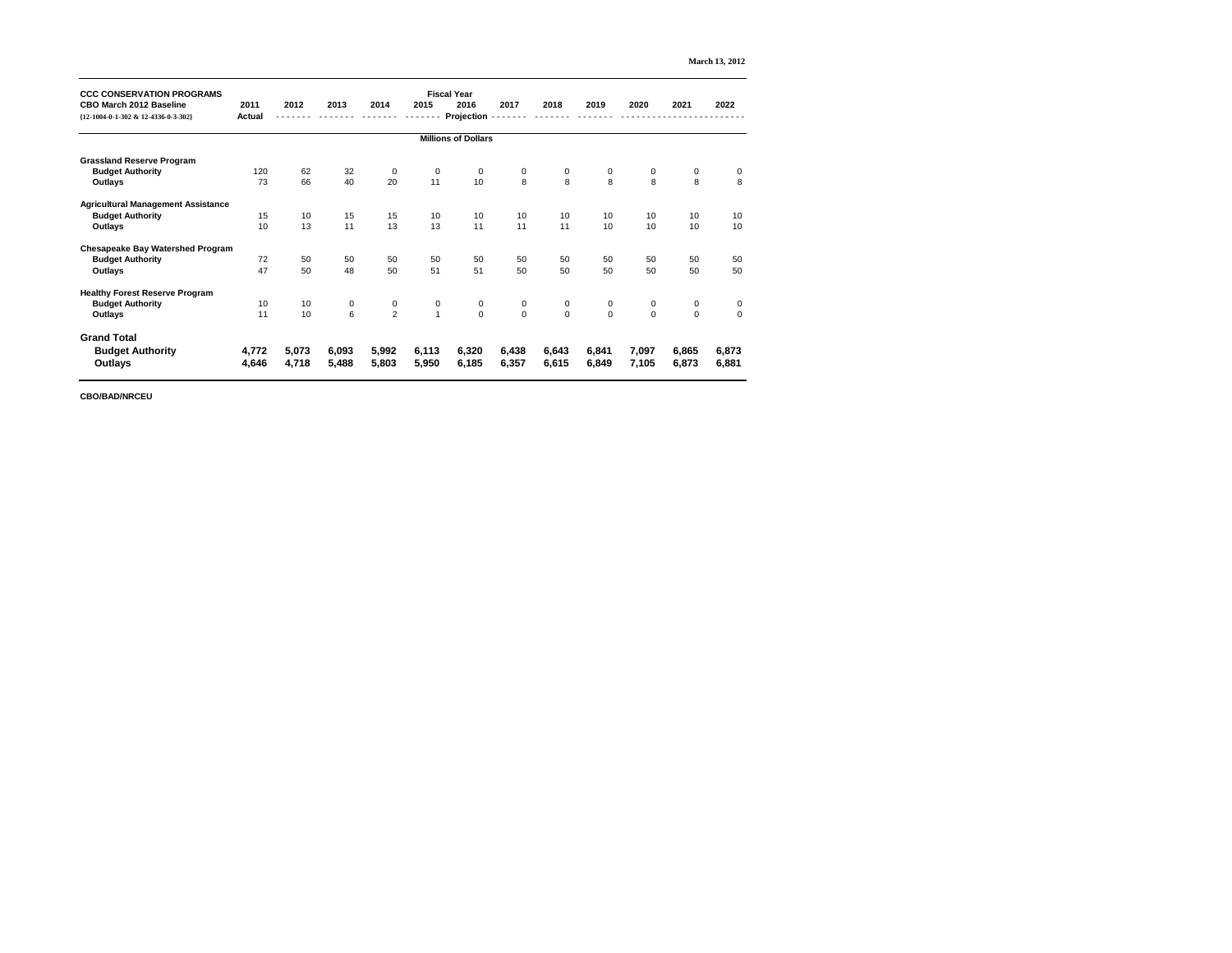March 13, 2012

| CCC CONSERVATION PROGRAMS<br>CBO March 2012 Baseline<br>{12-1004-0-1-302 & 12-4336-0-3-302} | 2011<br>Actual | 2012 | 2013 | 2014 | 2015 | Fiscal Year<br>2016<br>Projection | 2017 | 2018 | 2019 | 2020 | 2021 | 2022 |
|---|---|---|---|---|---|---|---|---|---|---|---|---|
| | | | | | | Millions of Dollars | | | | | | |
| **Grassland Reserve Program** | | | | | | | | | | | | |
| **Budget Authority** | 120 | 62 | 32 | 0 | 0 | 0 | 0 | 0 | 0 | 0 | 0 | 0 |
| **Outlays** | 73 | 66 | 40 | 20 | 11 | 10 | 8 | 8 | 8 | 8 | 8 | 8 |
| **Agricultural Management Assistance** | | | | | | | | | | | | |
| **Budget Authority** | 15 | 10 | 15 | 15 | 10 | 10 | 10 | 10 | 10 | 10 | 10 | 10 |
| **Outlays** | 10 | 13 | 11 | 13 | 13 | 11 | 11 | 11 | 10 | 10 | 10 | 10 |
| **Chesapeake Bay Watershed Program** | | | | | | | | | | | | |
| **Budget Authority** | 72 | 50 | 50 | 50 | 50 | 50 | 50 | 50 | 50 | 50 | 50 | 50 |
| **Outlays** | 47 | 50 | 48 | 50 | 51 | 51 | 50 | 50 | 50 | 50 | 50 | 50 |
| **Healthy Forest Reserve Program** | | | | | | | | | | | | |
| **Budget Authority** | 10 | 10 | 0 | 0 | 0 | 0 | 0 | 0 | 0 | 0 | 0 | 0 |
| **Outlays** | 11 | 10 | 6 | 2 | 1 | 0 | 0 | 0 | 0 | 0 | 0 | 0 |
| **Grand Total** | | | | | | | | | | | | |
| **Budget Authority** | **4,772** | **5,073** | **6,093** | **5,992** | **6,113** | **6,320** | **6,438** | **6,643** | **6,841** | **7,097** | **6,865** | **6,873** |
| **Outlays** | **4,646** | **4,718** | **5,488** | **5,803** | **5,950** | **6,185** | **6,357** | **6,615** | **6,849** | **7,105** | **6,873** | **6,881** |

CBO/BAD/NRCEU